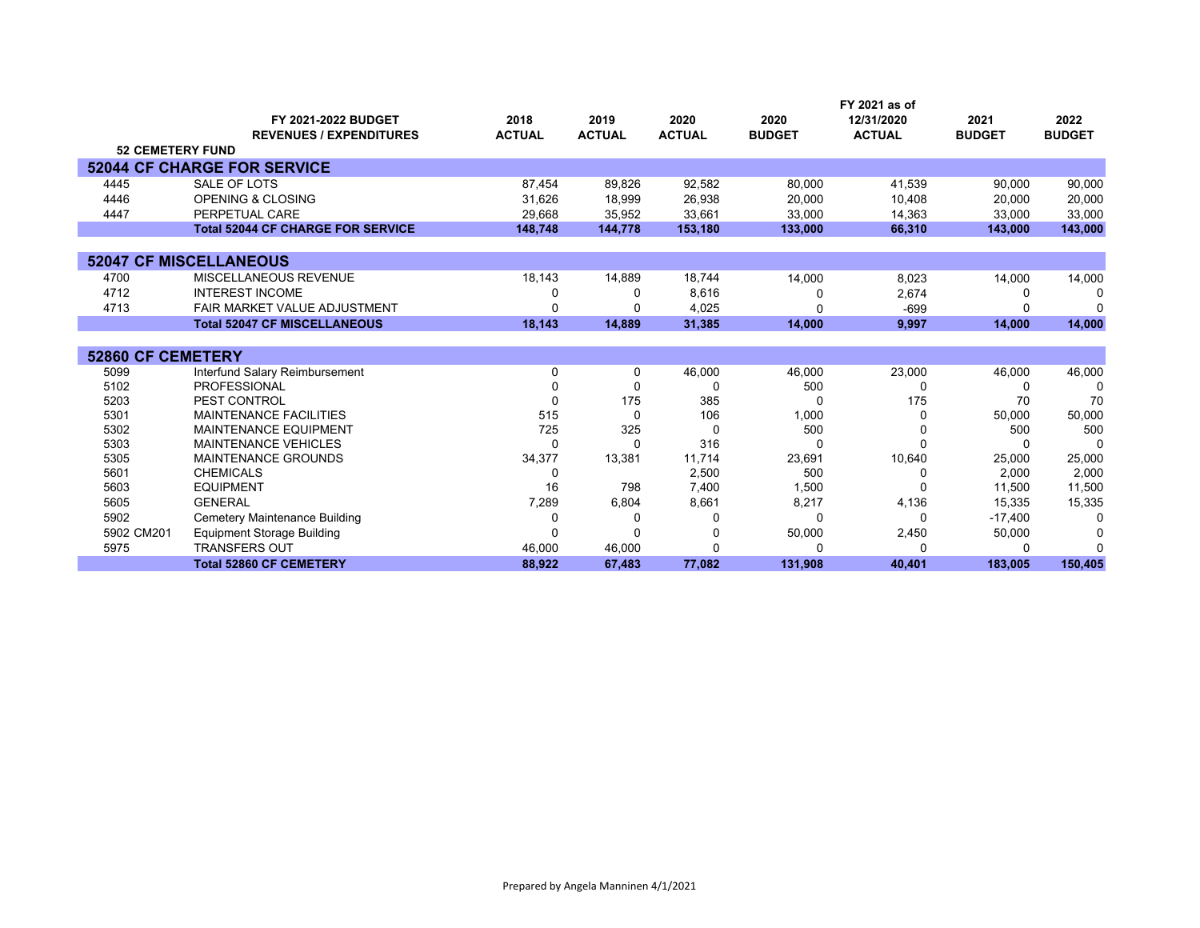| | FY 2021-2022 BUDGET REVENUES / EXPENDITURES | 2018 ACTUAL | 2019 ACTUAL | 2020 ACTUAL | 2020 BUDGET | FY 2021 as of 12/31/2020 ACTUAL | 2021 BUDGET | 2022 BUDGET |
|---|---|---|---|---|---|---|---|---|
| **52 CEMETERY FUND** | | | | | | | | |
| **52044 CF CHARGE FOR SERVICE** | | | | | | | | |
| 4445 | SALE OF LOTS | 87,454 | 89,826 | 92,582 | 80,000 | 41,539 | 90,000 | 90,000 |
| 4446 | OPENING & CLOSING | 31,626 | 18,999 | 26,938 | 20,000 | 10,408 | 20,000 | 20,000 |
| 4447 | PERPETUAL CARE | 29,668 | 35,952 | 33,661 | 33,000 | 14,363 | 33,000 | 33,000 |
| | **Total 52044 CF CHARGE FOR SERVICE** | **148,748** | **144,778** | **153,180** | **133,000** | **66,310** | **143,000** | **143,000** |
| **52047 CF MISCELLANEOUS** | | | | | | | | |
| 4700 | MISCELLANEOUS REVENUE | 18,143 | 14,889 | 18,744 | 14,000 | 8,023 | 14,000 | 14,000 |
| 4712 | INTEREST INCOME | 0 | 0 | 8,616 | 0 | 2,674 | 0 | 0 |
| 4713 | FAIR MARKET VALUE ADJUSTMENT | 0 | 0 | 4,025 | 0 | -699 | 0 | 0 |
| | **Total 52047 CF MISCELLANEOUS** | **18,143** | **14,889** | **31,385** | **14,000** | **9,997** | **14,000** | **14,000** |
| **52860 CF CEMETERY** | | | | | | | | |
| 5099 | Interfund Salary Reimbursement | 0 | 0 | 46,000 | 46,000 | 23,000 | 46,000 | 46,000 |
| 5102 | PROFESSIONAL | 0 | 0 | 0 | 500 | 0 | 0 | 0 |
| 5203 | PEST CONTROL | 0 | 175 | 385 | 0 | 175 | 70 | 70 |
| 5301 | MAINTENANCE FACILITIES | 515 | 0 | 106 | 1,000 | 0 | 50,000 | 50,000 |
| 5302 | MAINTENANCE EQUIPMENT | 725 | 325 | 0 | 500 | 0 | 500 | 500 |
| 5303 | MAINTENANCE VEHICLES | 0 | 0 | 316 | 0 | 0 | 0 | 0 |
| 5305 | MAINTENANCE GROUNDS | 34,377 | 13,381 | 11,714 | 23,691 | 10,640 | 25,000 | 25,000 |
| 5601 | CHEMICALS | 0 | | 2,500 | 500 | 0 | 2,000 | 2,000 |
| 5603 | EQUIPMENT | 16 | 798 | 7,400 | 1,500 | 0 | 11,500 | 11,500 |
| 5605 | GENERAL | 7,289 | 6,804 | 8,661 | 8,217 | 4,136 | 15,335 | 15,335 |
| 5902 | Cemetery Maintenance Building | 0 | 0 | 0 | 0 | 0 | -17,400 | 0 |
| 5902 CM201 | Equipment Storage Building | 0 | 0 | 0 | 50,000 | 2,450 | 50,000 | 0 |
| 5975 | TRANSFERS OUT | 46,000 | 46,000 | 0 | 0 | 0 | 0 | 0 |
| | **Total 52860 CF CEMETERY** | **88,922** | **67,483** | **77,082** | **131,908** | **40,401** | **183,005** | **150,405** |

Prepared by Angela Manninen 4/1/2021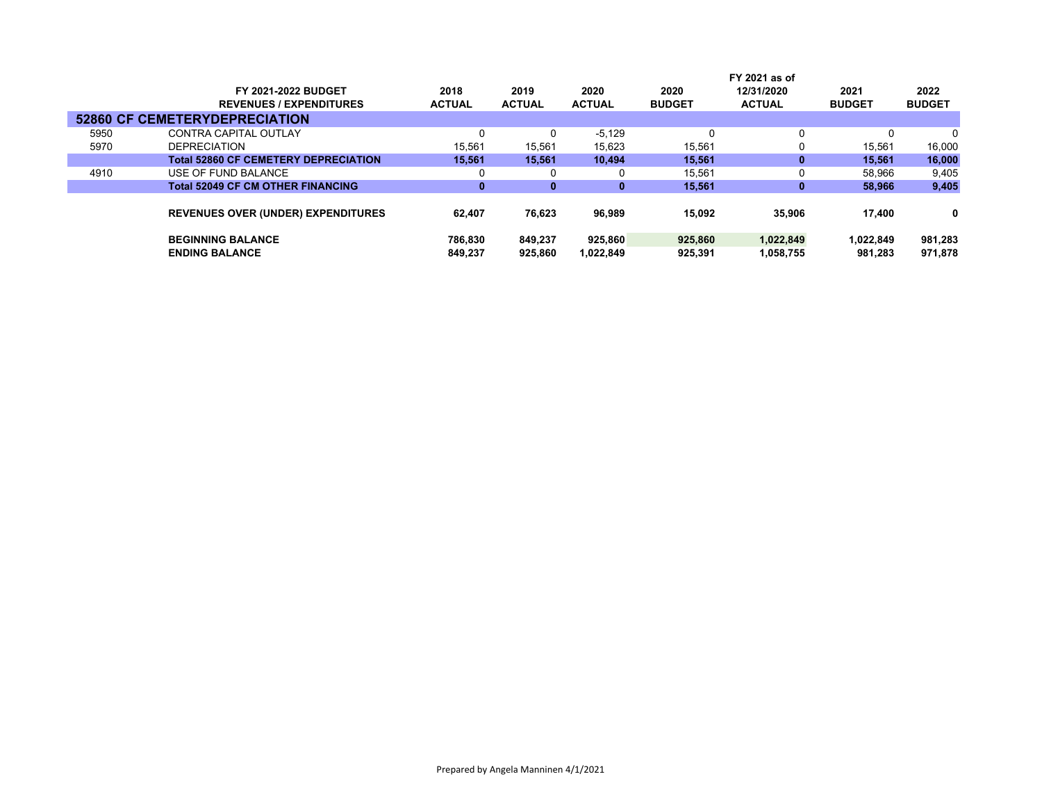| | FY 2021-2022 BUDGET REVENUES / EXPENDITURES | 2018 ACTUAL | 2019 ACTUAL | 2020 ACTUAL | 2020 BUDGET | FY 2021 as of 12/31/2020 ACTUAL | 2021 BUDGET | 2022 BUDGET |
|---|---|---|---|---|---|---|---|---|
| **52860 CF CEMETERYDEPRECIATION** | | | | | | | | |
| 5950 | CONTRA CAPITAL OUTLAY | 0 | 0 | -5,129 | 0 | 0 | 0 | 0 |
| 5970 | DEPRECIATION | 15,561 | 15,561 | 15,623 | 15,561 | 0 | 15,561 | 16,000 |
| | **Total 52860 CF CEMETERY DEPRECIATION** | **15,561** | **15,561** | **10,494** | **15,561** | **0** | **15,561** | **16,000** |
| 4910 | USE OF FUND BALANCE | 0 | 0 | 0 | 15,561 | 0 | 58,966 | 9,405 |
| | **Total 52049 CF CM OTHER FINANCING** | **0** | **0** | **0** | **15,561** | **0** | **58,966** | **9,405** |
| | **REVENUES OVER (UNDER) EXPENDITURES** | **62,407** | **76,623** | **96,989** | **15,092** | **35,906** | **17,400** | **0** |
| | **BEGINNING BALANCE** | **786,830** | **849,237** | **925,860** | **925,860** | **1,022,849** | **1,022,849** | **981,283** |
| | **ENDING BALANCE** | **849,237** | **925,860** | **1,022,849** | **925,391** | **1,058,755** | **981,283** | **971,878** |

Prepared by Angela Manninen 4/1/2021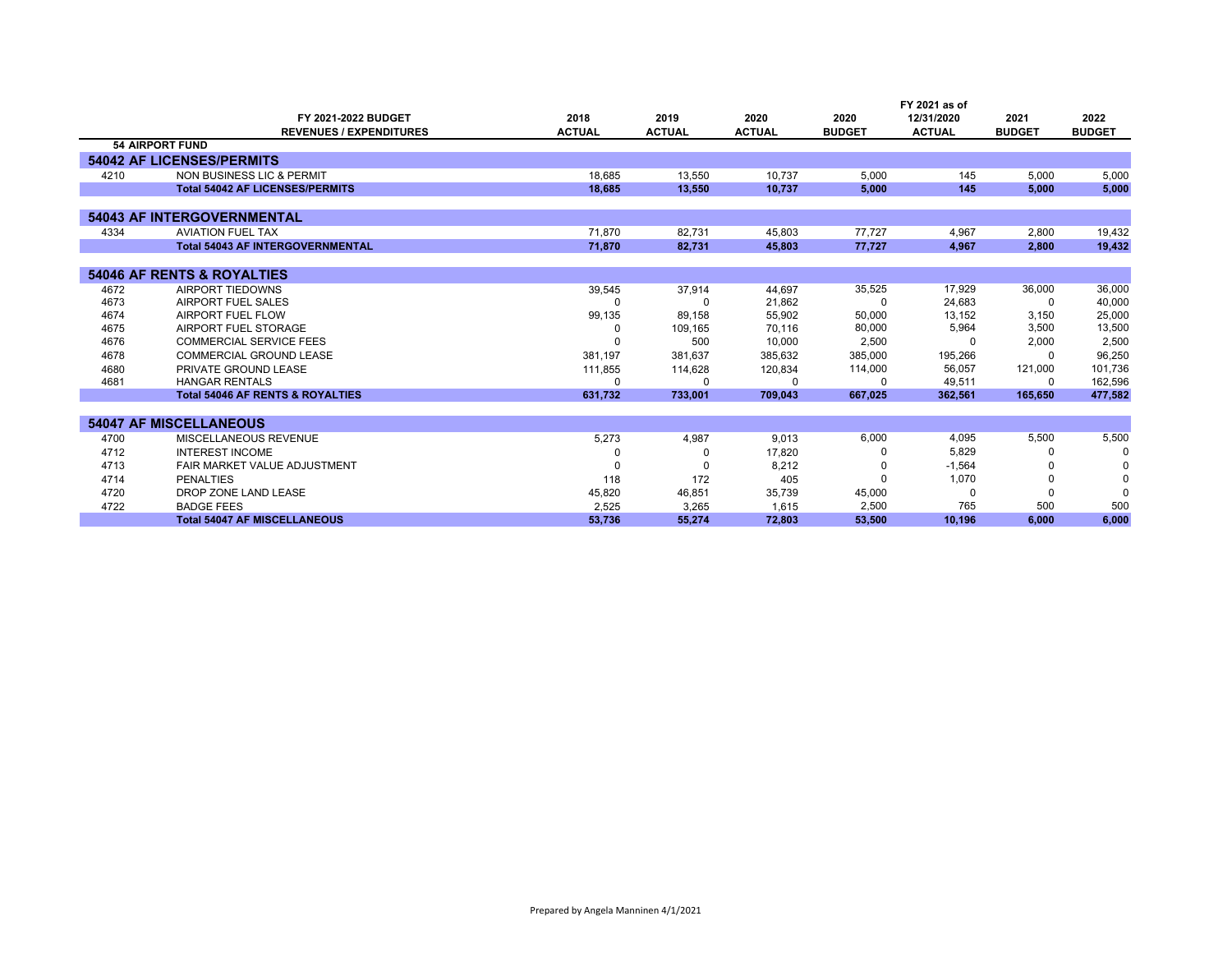| | FY 2021-2022 BUDGET<br>REVENUES / EXPENDITURES | 2018<br>ACTUAL | 2019<br>ACTUAL | 2020<br>ACTUAL | 2020<br>BUDGET | FY 2021 as of<br>12/31/2020<br>ACTUAL | 2021<br>BUDGET | 2022<br>BUDGET |
|---|---|---|---|---|---|---|---|---|
| **54 AIRPORT FUND** | | | | | | | | |
| **54042 AF LICENSES/PERMITS** | | | | | | | | |
| 4210 | NON BUSINESS LIC & PERMIT | 18,685 | 13,550 | 10,737 | 5,000 | 145 | 5,000 | 5,000 |
| | **Total 54042 AF LICENSES/PERMITS** | **18,685** | **13,550** | **10,737** | **5,000** | **145** | **5,000** | **5,000** |
| **54043 AF INTERGOVERNMENTAL** | | | | | | | | |
| 4334 | AVIATION FUEL TAX | 71,870 | 82,731 | 45,803 | 77,727 | 4,967 | 2,800 | 19,432 |
| | **Total 54043 AF INTERGOVERNMENTAL** | **71,870** | **82,731** | **45,803** | **77,727** | **4,967** | **2,800** | **19,432** |
| **54046 AF RENTS & ROYALTIES** | | | | | | | | |
| 4672 | AIRPORT TIEDOWNS | 39,545 | 37,914 | 44,697 | 35,525 | 17,929 | 36,000 | 36,000 |
| 4673 | AIRPORT FUEL SALES | 0 | 0 | 21,862 | 0 | 24,683 | 0 | 40,000 |
| 4674 | AIRPORT FUEL FLOW | 99,135 | 89,158 | 55,902 | 50,000 | 13,152 | 3,150 | 25,000 |
| 4675 | AIRPORT FUEL STORAGE | 0 | 109,165 | 70,116 | 80,000 | 5,964 | 3,500 | 13,500 |
| 4676 | COMMERCIAL SERVICE FEES | 0 | 500 | 10,000 | 2,500 | 0 | 2,000 | 2,500 |
| 4678 | COMMERCIAL GROUND LEASE | 381,197 | 381,637 | 385,632 | 385,000 | 195,266 | 0 | 96,250 |
| 4680 | PRIVATE GROUND LEASE | 111,855 | 114,628 | 120,834 | 114,000 | 56,057 | 121,000 | 101,736 |
| 4681 | HANGAR RENTALS | 0 | 0 | 0 | 0 | 49,511 | 0 | 162,596 |
| | **Total 54046 AF RENTS & ROYALTIES** | **631,732** | **733,001** | **709,043** | **667,025** | **362,561** | **165,650** | **477,582** |
| **54047 AF MISCELLANEOUS** | | | | | | | | |
| 4700 | MISCELLANEOUS REVENUE | 5,273 | 4,987 | 9,013 | 6,000 | 4,095 | 5,500 | 5,500 |
| 4712 | INTEREST INCOME | 0 | 0 | 17,820 | 0 | 5,829 | 0 | 0 |
| 4713 | FAIR MARKET VALUE ADJUSTMENT | 0 | 0 | 8,212 | 0 | -1,564 | 0 | 0 |
| 4714 | PENALTIES | 118 | 172 | 405 | 0 | 1,070 | 0 | 0 |
| 4720 | DROP ZONE LAND LEASE | 45,820 | 46,851 | 35,739 | 45,000 | 0 | 0 | 0 |
| 4722 | BADGE FEES | 2,525 | 3,265 | 1,615 | 2,500 | 765 | 500 | 500 |
| | **Total 54047 AF MISCELLANEOUS** | **53,736** | **55,274** | **72,803** | **53,500** | **10,196** | **6,000** | **6,000** |

Prepared by Angela Manninen 4/1/2021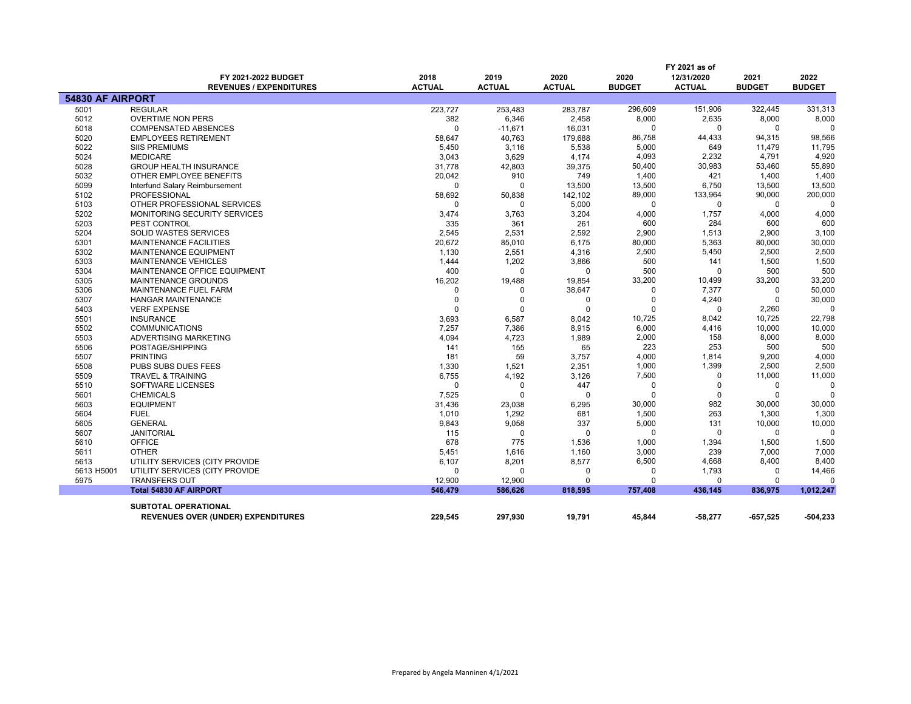| | FY 2021-2022 BUDGET REVENUES / EXPENDITURES | 2018 ACTUAL | 2019 ACTUAL | 2020 ACTUAL | 2020 BUDGET | FY 2021 as of 12/31/2020 ACTUAL | 2021 BUDGET | 2022 BUDGET |
|---|---|---|---|---|---|---|---|---|
| **54830 AF AIRPORT** | | | | | | | | |
| 5001 | REGULAR | 223,727 | 253,483 | 283,787 | 296,609 | 151,906 | 322,445 | 331,313 |
| 5012 | OVERTIME NON PERS | 382 | 6,346 | 2,458 | 8,000 | 2,635 | 8,000 | 8,000 |
| 5018 | COMPENSATED ABSENCES | 0 | -11,671 | 16,031 | 0 | 0 | 0 | 0 |
| 5020 | EMPLOYEES RETIREMENT | 58,647 | 40,763 | 179,688 | 86,758 | 44,433 | 94,315 | 98,566 |
| 5022 | SIIS PREMIUMS | 5,450 | 3,116 | 5,538 | 5,000 | 649 | 11,479 | 11,795 |
| 5024 | MEDICARE | 3,043 | 3,629 | 4,174 | 4,093 | 2,232 | 4,791 | 4,920 |
| 5028 | GROUP HEALTH INSURANCE | 31,778 | 42,803 | 39,375 | 50,400 | 30,983 | 53,460 | 55,890 |
| 5032 | OTHER EMPLOYEE BENEFITS | 20,042 | 910 | 749 | 1,400 | 421 | 1,400 | 1,400 |
| 5099 | Interfund Salary Reimbursement | 0 | 0 | 13,500 | 13,500 | 6,750 | 13,500 | 13,500 |
| 5102 | PROFESSIONAL | 58,692 | 50,838 | 142,102 | 89,000 | 133,964 | 90,000 | 200,000 |
| 5103 | OTHER PROFESSIONAL SERVICES | 0 | 0 | 5,000 | 0 | 0 | 0 | 0 |
| 5202 | MONITORING SECURITY SERVICES | 3,474 | 3,763 | 3,204 | 4,000 | 1,757 | 4,000 | 4,000 |
| 5203 | PEST CONTROL | 335 | 361 | 261 | 600 | 284 | 600 | 600 |
| 5204 | SOLID WASTES SERVICES | 2,545 | 2,531 | 2,592 | 2,900 | 1,513 | 2,900 | 3,100 |
| 5301 | MAINTENANCE FACILITIES | 20,672 | 85,010 | 6,175 | 80,000 | 5,363 | 80,000 | 30,000 |
| 5302 | MAINTENANCE EQUIPMENT | 1,130 | 2,551 | 4,316 | 2,500 | 5,450 | 2,500 | 2,500 |
| 5303 | MAINTENANCE VEHICLES | 1,444 | 1,202 | 3,866 | 500 | 141 | 1,500 | 1,500 |
| 5304 | MAINTENANCE OFFICE EQUIPMENT | 400 | 0 | 0 | 500 | 0 | 500 | 500 |
| 5305 | MAINTENANCE GROUNDS | 16,202 | 19,488 | 19,854 | 33,200 | 10,499 | 33,200 | 33,200 |
| 5306 | MAINTENANCE FUEL FARM | 0 | 0 | 38,647 | 0 | 7,377 | 0 | 50,000 |
| 5307 | HANGAR MAINTENANCE | 0 | 0 | 0 | 0 | 4,240 | 0 | 30,000 |
| 5403 | VERF EXPENSE | 0 | 0 | 0 | 0 | 0 | 2,260 | 0 |
| 5501 | INSURANCE | 3,693 | 6,587 | 8,042 | 10,725 | 8,042 | 10,725 | 22,798 |
| 5502 | COMMUNICATIONS | 7,257 | 7,386 | 8,915 | 6,000 | 4,416 | 10,000 | 10,000 |
| 5503 | ADVERTISING MARKETING | 4,094 | 4,723 | 1,989 | 2,000 | 158 | 8,000 | 8,000 |
| 5506 | POSTAGE/SHIPPING | 141 | 155 | 65 | 223 | 253 | 500 | 500 |
| 5507 | PRINTING | 181 | 59 | 3,757 | 4,000 | 1,814 | 9,200 | 4,000 |
| 5508 | PUBS SUBS DUES FEES | 1,330 | 1,521 | 2,351 | 1,000 | 1,399 | 2,500 | 2,500 |
| 5509 | TRAVEL & TRAINING | 6,755 | 4,192 | 3,126 | 7,500 | 0 | 11,000 | 11,000 |
| 5510 | SOFTWARE LICENSES | 0 | 0 | 447 | 0 | 0 | 0 | 0 |
| 5601 | CHEMICALS | 7,525 | 0 | 0 | 0 | 0 | 0 | 0 |
| 5603 | EQUIPMENT | 31,436 | 23,038 | 6,295 | 30,000 | 982 | 30,000 | 30,000 |
| 5604 | FUEL | 1,010 | 1,292 | 681 | 1,500 | 263 | 1,300 | 1,300 |
| 5605 | GENERAL | 9,843 | 9,058 | 337 | 5,000 | 131 | 10,000 | 10,000 |
| 5607 | JANITORIAL | 115 | 0 | 0 | 0 | 0 | 0 | 0 |
| 5610 | OFFICE | 678 | 775 | 1,536 | 1,000 | 1,394 | 1,500 | 1,500 |
| 5611 | OTHER | 5,451 | 1,616 | 1,160 | 3,000 | 239 | 7,000 | 7,000 |
| 5613 | UTILITY SERVICES (CITY PROVIDE | 6,107 | 8,201 | 8,577 | 6,500 | 4,668 | 8,400 | 8,400 |
| 5613 H5001 | UTILITY SERVICES (CITY PROVIDE | 0 | 0 | 0 | 0 | 1,793 | 0 | 14,466 |
| 5975 | TRANSFERS OUT | 12,900 | 12,900 | 0 | 0 | 0 | 0 | 0 |
| | **Total 54830 AF AIRPORT** | **546,479** | **586,626** | **818,595** | **757,408** | **436,145** | **836,975** | **1,012,247** |
| | **SUBTOTAL OPERATIONAL REVENUES OVER (UNDER) EXPENDITURES** | **229,545** | **297,930** | **19,791** | **45,844** | **-58,277** | **-657,525** | **-504,233** |

Prepared by Angela Manninen 4/1/2021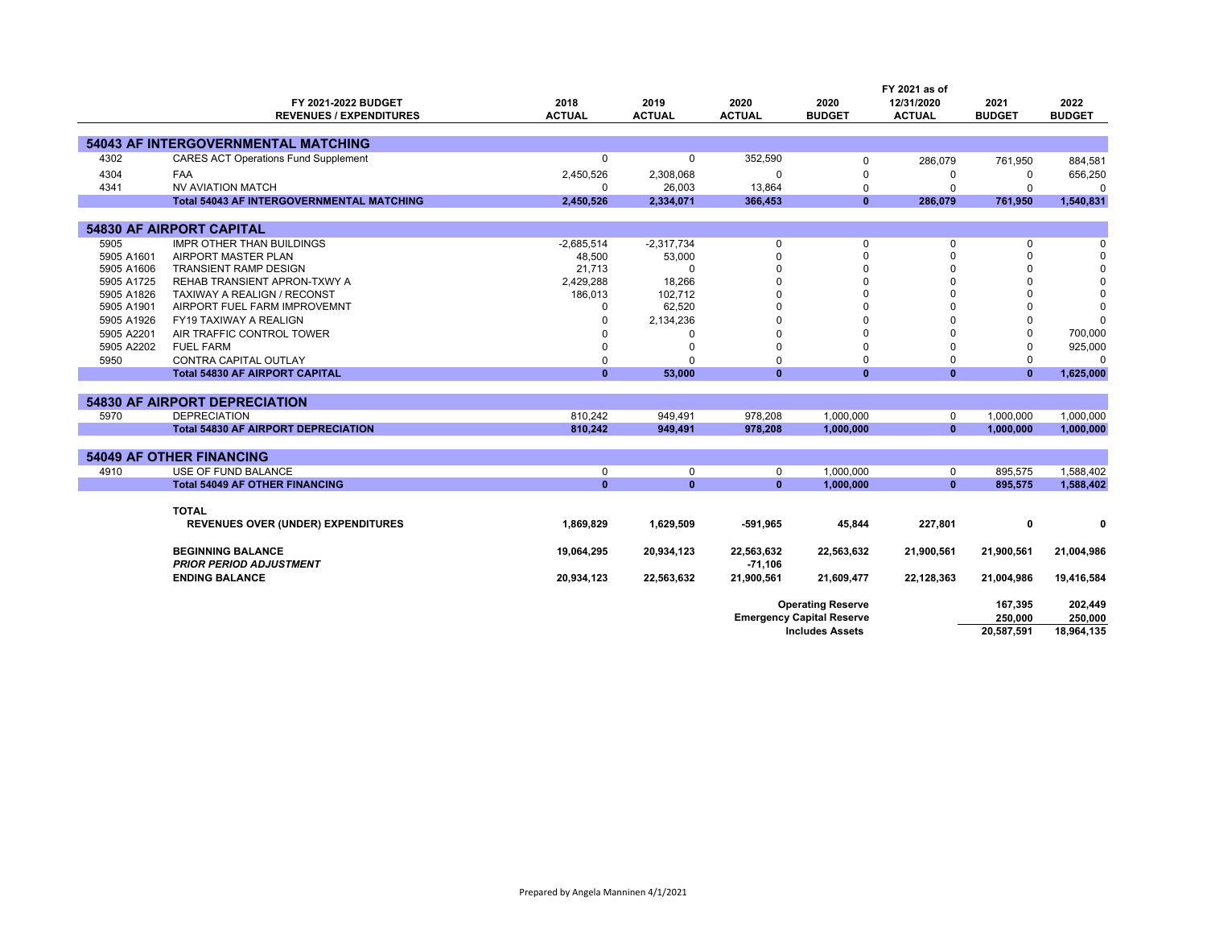| | FY 2021-2022 BUDGET REVENUES / EXPENDITURES | 2018 ACTUAL | 2019 ACTUAL | 2020 ACTUAL | 2020 BUDGET | FY 2021 as of 12/31/2020 ACTUAL | 2021 BUDGET | 2022 BUDGET |
|---|---|---|---|---|---|---|---|---|
| **54043 AF INTERGOVERNMENTAL MATCHING** | | | | | | | | |
| 4302 | CARES ACT Operations Fund Supplement | 0 | 0 | 352,590 | 0 | 286,079 | 761,950 | 884,581 |
| 4304 | FAA | 2,450,526 | 2,308,068 | 0 | 0 | 0 | 0 | 656,250 |
| 4341 | NV AVIATION MATCH | 0 | 26,003 | 13,864 | 0 | 0 | 0 | 0 |
| | **Total 54043 AF INTERGOVERNMENTAL MATCHING** | **2,450,526** | **2,334,071** | **366,453** | **0** | **286,079** | **761,950** | **1,540,831** |
| **54830 AF AIRPORT CAPITAL** | | | | | | | | |
| 5905 | IMPR OTHER THAN BUILDINGS | -2,685,514 | -2,317,734 | 0 | 0 | 0 | 0 | 0 |
| 5905 A1601 | AIRPORT MASTER PLAN | 48,500 | 53,000 | 0 | 0 | 0 | 0 | 0 |
| 5905 A1606 | TRANSIENT RAMP DESIGN | 21,713 | 0 | 0 | 0 | 0 | 0 | 0 |
| 5905 A1725 | REHAB TRANSIENT APRON-TXWY A | 2,429,288 | 18,266 | 0 | 0 | 0 | 0 | 0 |
| 5905 A1826 | TAXIWAY A REALIGN / RECONST | 186,013 | 102,712 | 0 | 0 | 0 | 0 | 0 |
| 5905 A1901 | AIRPORT FUEL FARM IMPROVEMNT | 0 | 62,520 | 0 | 0 | 0 | 0 | 0 |
| 5905 A1926 | FY19 TAXIWAY A REALIGN | 0 | 2,134,236 | 0 | 0 | 0 | 0 | 0 |
| 5905 A2201 | AIR TRAFFIC CONTROL TOWER | 0 | 0 | 0 | 0 | 0 | 0 | 700,000 |
| 5905 A2202 | FUEL FARM | 0 | 0 | 0 | 0 | 0 | 0 | 925,000 |
| 5950 | CONTRA CAPITAL OUTLAY | 0 | 0 | 0 | 0 | 0 | 0 | 0 |
| | **Total 54830 AF AIRPORT CAPITAL** | **0** | **53,000** | **0** | **0** | **0** | **0** | **1,625,000** |
| **54830 AF AIRPORT DEPRECIATION** | | | | | | | | |
| 5970 | DEPRECIATION | 810,242 | 949,491 | 978,208 | 1,000,000 | 0 | 1,000,000 | 1,000,000 |
| | **Total 54830 AF AIRPORT DEPRECIATION** | **810,242** | **949,491** | **978,208** | **1,000,000** | **0** | **1,000,000** | **1,000,000** |
| **54049 AF OTHER FINANCING** | | | | | | | | |
| 4910 | USE OF FUND BALANCE | 0 | 0 | 0 | 1,000,000 | 0 | 895,575 | 1,588,402 |
| | **Total 54049 AF OTHER FINANCING** | **0** | **0** | **0** | **1,000,000** | **0** | **895,575** | **1,588,402** |
| | **TOTAL** | | | | | | | |
| | **REVENUES OVER (UNDER) EXPENDITURES** | **1,869,829** | **1,629,509** | **-591,965** | **45,844** | **227,801** | **0** | **0** |
| | **BEGINNING BALANCE** | **19,064,295** | **20,934,123** | **22,563,632** | **22,563,632** | **21,900,561** | **21,900,561** | **21,004,986** |
| | ***PRIOR PERIOD ADJUSTMENT*** | | | **-71,106** | | | | |
| | **ENDING BALANCE** | **20,934,123** | **22,563,632** | **21,900,561** | **21,609,477** | **22,128,363** | **21,004,986** | **19,416,584** |
| | | | | | **Operating Reserve** | | **167,395** | **202,449** |
| | | | | | **Emergency Capital Reserve** | | **250,000** | **250,000** |
| | | | | | **Includes Assets** | | **20,587,591** | **18,964,135** |

Prepared by Angela Manninen 4/1/2021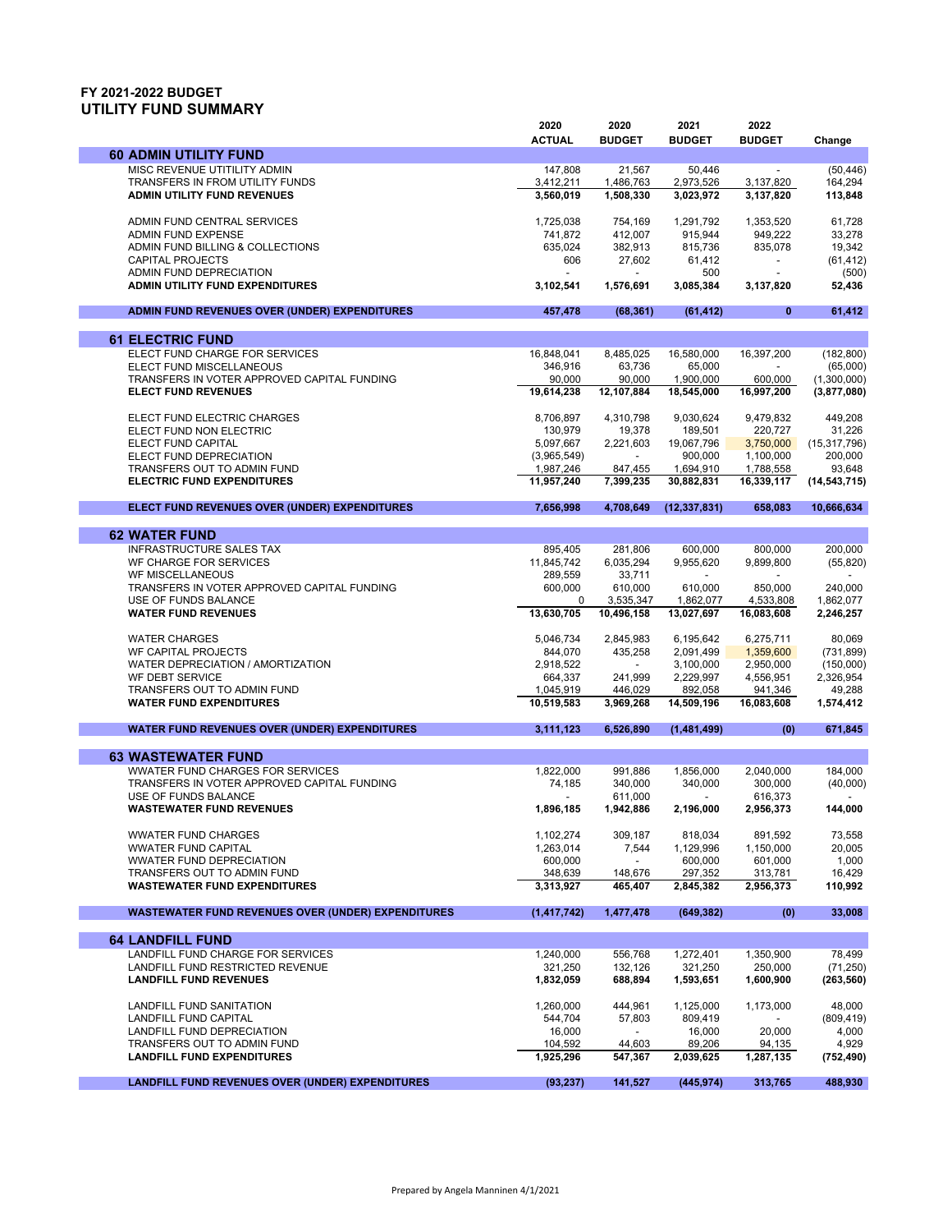# FY 2021-2022 BUDGET
## UTILITY FUND SUMMARY

| | 2020 ACTUAL | 2020 BUDGET | 2021 BUDGET | 2022 BUDGET | Change |
|---|---|---|---|---|---|
| **60 ADMIN UTILITY FUND** | | | | | |
| MISC REVENUE UTITILITY ADMIN | 147,808 | 21,567 | 50,446 | - | (50,446) |
| TRANSFERS IN FROM UTILITY FUNDS | 3,412,211 | 1,486,763 | 2,973,526 | 3,137,820 | 164,294 |
| **ADMIN UTILITY FUND REVENUES** | **3,560,019** | **1,508,330** | **3,023,972** | **3,137,820** | **113,848** |
| ADMIN FUND CENTRAL SERVICES | 1,725,038 | 754,169 | 1,291,792 | 1,353,520 | 61,728 |
| ADMIN FUND EXPENSE | 741,872 | 412,007 | 915,944 | 949,222 | 33,278 |
| ADMIN FUND BILLING & COLLECTIONS | 635,024 | 382,913 | 815,736 | 835,078 | 19,342 |
| CAPITAL PROJECTS | 606 | 27,602 | 61,412 | - | (61,412) |
| ADMIN FUND DEPRECIATION | - | - | 500 | - | (500) |
| **ADMIN UTILITY FUND EXPENDITURES** | **3,102,541** | **1,576,691** | **3,085,384** | **3,137,820** | **52,436** |
| **ADMIN FUND REVENUES OVER (UNDER) EXPENDITURES** | **457,478** | **(68,361)** | **(61,412)** | **0** | **61,412** |
| **61 ELECTRIC FUND** | | | | | |
| ELECT FUND CHARGE FOR SERVICES | 16,848,041 | 8,485,025 | 16,580,000 | 16,397,200 | (182,800) |
| ELECT FUND MISCELLANEOUS | 346,916 | 63,736 | 65,000 | - | (65,000) |
| TRANSFERS IN VOTER APPROVED CAPITAL FUNDING | 90,000 | 90,000 | 1,900,000 | 600,000 | (1,300,000) |
| **ELECT FUND REVENUES** | **19,614,238** | **12,107,884** | **18,545,000** | **16,997,200** | **(3,877,080)** |
| ELECT FUND ELECTRIC CHARGES | 8,706,897 | 4,310,798 | 9,030,624 | 9,479,832 | 449,208 |
| ELECT FUND NON ELECTRIC | 130,979 | 19,378 | 189,501 | 220,727 | 31,226 |
| ELECT FUND CAPITAL | 5,097,667 | 2,221,603 | 19,067,796 | 3,750,000 | (15,317,796) |
| ELECT FUND DEPRECIATION | (3,965,549) | - | 900,000 | 1,100,000 | 200,000 |
| TRANSFERS OUT TO ADMIN FUND | 1,987,246 | 847,455 | 1,694,910 | 1,788,558 | 93,648 |
| **ELECTRIC FUND EXPENDITURES** | **11,957,240** | **7,399,235** | **30,882,831** | **16,339,117** | **(14,543,715)** |
| **ELECT FUND REVENUES OVER (UNDER) EXPENDITURES** | **7,656,998** | **4,708,649** | **(12,337,831)** | **658,083** | **10,666,634** |
| **62 WATER FUND** | | | | | |
| INFRASTRUCTURE SALES TAX | 895,405 | 281,806 | 600,000 | 800,000 | 200,000 |
| WF CHARGE FOR SERVICES | 11,845,742 | 6,035,294 | 9,955,620 | 9,899,800 | (55,820) |
| WF MISCELLANEOUS | 289,559 | 33,711 | - | - | - |
| TRANSFERS IN VOTER APPROVED CAPITAL FUNDING | 600,000 | 610,000 | 610,000 | 850,000 | 240,000 |
| USE OF FUNDS BALANCE | 0 | 3,535,347 | 1,862,077 | 4,533,808 | 1,862,077 |
| **WATER FUND REVENUES** | **13,630,705** | **10,496,158** | **13,027,697** | **16,083,608** | **2,246,257** |
| WATER CHARGES | 5,046,734 | 2,845,983 | 6,195,642 | 6,275,711 | 80,069 |
| WF CAPITAL PROJECTS | 844,070 | 435,258 | 2,091,499 | 1,359,600 | (731,899) |
| WATER DEPRECIATION / AMORTIZATION | 2,918,522 | - | 3,100,000 | 2,950,000 | (150,000) |
| WF DEBT SERVICE | 664,337 | 241,999 | 2,229,997 | 4,556,951 | 2,326,954 |
| TRANSFERS OUT TO ADMIN FUND | 1,045,919 | 446,029 | 892,058 | 941,346 | 49,288 |
| **WATER FUND EXPENDITURES** | **10,519,583** | **3,969,268** | **14,509,196** | **16,083,608** | **1,574,412** |
| **WATER FUND REVENUES OVER (UNDER) EXPENDITURES** | **3,111,123** | **6,526,890** | **(1,481,499)** | **(0)** | **671,845** |
| **63 WASTEWATER FUND** | | | | | |
| WWATER FUND CHARGES FOR SERVICES | 1,822,000 | 991,886 | 1,856,000 | 2,040,000 | 184,000 |
| TRANSFERS IN VOTER APPROVED CAPITAL FUNDING | 74,185 | 340,000 | 340,000 | 300,000 | (40,000) |
| USE OF FUNDS BALANCE | - | 611,000 | - | 616,373 | - |
| **WASTEWATER FUND REVENUES** | **1,896,185** | **1,942,886** | **2,196,000** | **2,956,373** | **144,000** |
| WWATER FUND CHARGES | 1,102,274 | 309,187 | 818,034 | 891,592 | 73,558 |
| WWATER FUND CAPITAL | 1,263,014 | 7,544 | 1,129,996 | 1,150,000 | 20,005 |
| WWATER FUND DEPRECIATION | 600,000 | - | 600,000 | 601,000 | 1,000 |
| TRANSFERS OUT TO ADMIN FUND | 348,639 | 148,676 | 297,352 | 313,781 | 16,429 |
| **WASTEWATER FUND EXPENDITURES** | **3,313,927** | **465,407** | **2,845,382** | **2,956,373** | **110,992** |
| **WASTEWATER FUND REVENUES OVER (UNDER) EXPENDITURES** | **(1,417,742)** | **1,477,478** | **(649,382)** | **(0)** | **33,008** |
| **64 LANDFILL FUND** | | | | | |
| LANDFILL FUND CHARGE FOR SERVICES | 1,240,000 | 556,768 | 1,272,401 | 1,350,900 | 78,499 |
| LANDFILL FUND RESTRICTED REVENUE | 321,250 | 132,126 | 321,250 | 250,000 | (71,250) |
| **LANDFILL FUND REVENUES** | **1,832,059** | **688,894** | **1,593,651** | **1,600,900** | **(263,560)** |
| LANDFILL FUND SANITATION | 1,260,000 | 444,961 | 1,125,000 | 1,173,000 | 48,000 |
| LANDFILL FUND CAPITAL | 544,704 | 57,803 | 809,419 | - | (809,419) |
| LANDFILL FUND DEPRECIATION | 16,000 | - | 16,000 | 20,000 | 4,000 |
| TRANSFERS OUT TO ADMIN FUND | 104,592 | 44,603 | 89,206 | 94,135 | 4,929 |
| **LANDFILL FUND EXPENDITURES** | **1,925,296** | **547,367** | **2,039,625** | **1,287,135** | **(752,490)** |
| **LANDFILL FUND REVENUES OVER (UNDER) EXPENDITURES** | **(93,237)** | **141,527** | **(445,974)** | **313,765** | **488,930** |

Prepared by Angela Manninen 4/1/2021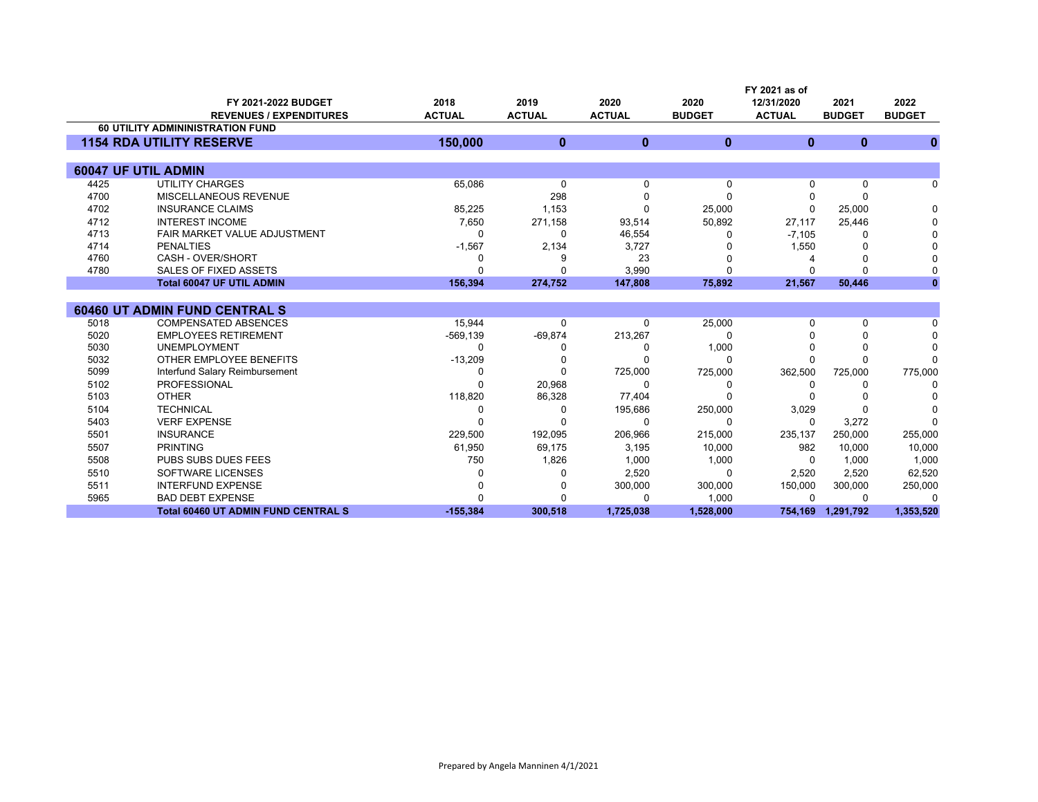| | FY 2021-2022 BUDGET REVENUES / EXPENDITURES | 2018 ACTUAL | 2019 ACTUAL | 2020 ACTUAL | 2020 BUDGET | FY 2021 as of 12/31/2020 ACTUAL | 2021 BUDGET | 2022 BUDGET |
|---|---|---|---|---|---|---|---|---|
| | **60 UTILITY ADMININISTRATION FUND** | | | | | | | |
| **1154 RDA UTILITY RESERVE** | | **150,000** | **0** | **0** | **0** | **0** | **0** | **0** |
| **60047 UF UTIL ADMIN** | | | | | | | | |
| 4425 | UTILITY CHARGES | 65,086 | 0 | 0 | 0 | 0 | 0 | 0 |
| 4700 | MISCELLANEOUS REVENUE | | 298 | 0 | 0 | 0 | 0 | |
| 4702 | INSURANCE CLAIMS | 85,225 | 1,153 | 0 | 25,000 | 0 | 25,000 | 0 |
| 4712 | INTEREST INCOME | 7,650 | 271,158 | 93,514 | 50,892 | 27,117 | 25,446 | 0 |
| 4713 | FAIR MARKET VALUE ADJUSTMENT | 0 | 0 | 46,554 | 0 | -7,105 | 0 | 0 |
| 4714 | PENALTIES | -1,567 | 2,134 | 3,727 | 0 | 1,550 | 0 | 0 |
| 4760 | CASH - OVER/SHORT | 0 | 9 | 23 | 0 | 4 | 0 | 0 |
| 4780 | SALES OF FIXED ASSETS | 0 | 0 | 3,990 | 0 | 0 | 0 | 0 |
| | **Total 60047 UF UTIL ADMIN** | **156,394** | **274,752** | **147,808** | **75,892** | **21,567** | **50,446** | **0** |
| **60460 UT ADMIN FUND CENTRAL S** | | | | | | | | |
| 5018 | COMPENSATED ABSENCES | 15,944 | 0 | 0 | 25,000 | 0 | 0 | 0 |
| 5020 | EMPLOYEES RETIREMENT | -569,139 | -69,874 | 213,267 | 0 | 0 | 0 | 0 |
| 5030 | UNEMPLOYMENT | 0 | 0 | 0 | 1,000 | 0 | 0 | 0 |
| 5032 | OTHER EMPLOYEE BENEFITS | -13,209 | 0 | 0 | 0 | 0 | 0 | 0 |
| 5099 | Interfund Salary Reimbursement | 0 | 0 | 725,000 | 725,000 | 362,500 | 725,000 | 775,000 |
| 5102 | PROFESSIONAL | 0 | 20,968 | 0 | 0 | 0 | 0 | 0 |
| 5103 | OTHER | 118,820 | 86,328 | 77,404 | 0 | 0 | 0 | 0 |
| 5104 | TECHNICAL | 0 | 0 | 195,686 | 250,000 | 3,029 | 0 | 0 |
| 5403 | VERF EXPENSE | 0 | 0 | 0 | 0 | 0 | 3,272 | 0 |
| 5501 | INSURANCE | 229,500 | 192,095 | 206,966 | 215,000 | 235,137 | 250,000 | 255,000 |
| 5507 | PRINTING | 61,950 | 69,175 | 3,195 | 10,000 | 982 | 10,000 | 10,000 |
| 5508 | PUBS SUBS DUES FEES | 750 | 1,826 | 1,000 | 1,000 | 0 | 1,000 | 1,000 |
| 5510 | SOFTWARE LICENSES | 0 | 0 | 2,520 | 0 | 2,520 | 2,520 | 62,520 |
| 5511 | INTERFUND EXPENSE | 0 | 0 | 300,000 | 300,000 | 150,000 | 300,000 | 250,000 |
| 5965 | BAD DEBT EXPENSE | 0 | 0 | 0 | 1,000 | 0 | 0 | 0 |
| | **Total 60460 UT ADMIN FUND CENTRAL S** | **-155,384** | **300,518** | **1,725,038** | **1,528,000** | **754,169** | **1,291,792** | **1,353,520** |

Prepared by Angela Manninen 4/1/2021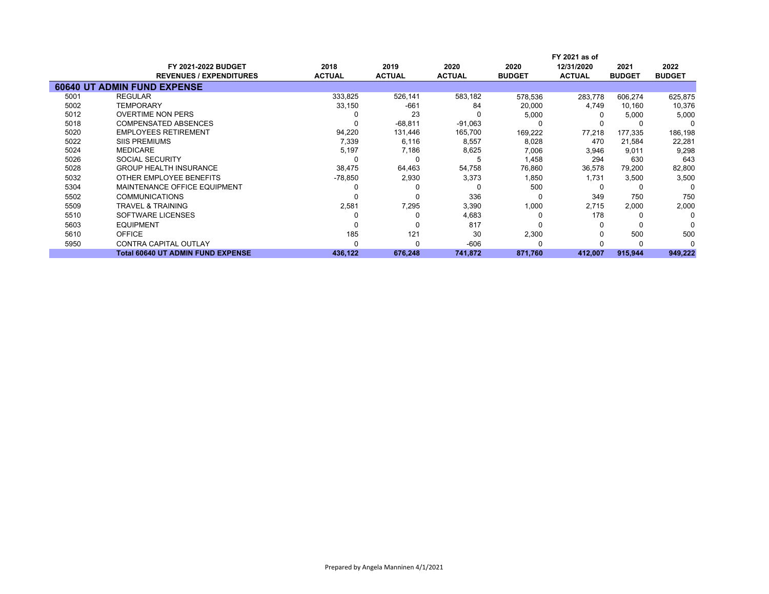| | FY 2021-2022 BUDGET REVENUES / EXPENDITURES | 2018 ACTUAL | 2019 ACTUAL | 2020 ACTUAL | 2020 BUDGET | FY 2021 as of 12/31/2020 ACTUAL | 2021 BUDGET | 2022 BUDGET |
|---|---|---|---|---|---|---|---|---|
| **60640 UT ADMIN FUND EXPENSE** | | | | | | | | |
| 5001 | REGULAR | 333,825 | 526,141 | 583,182 | 578,536 | 283,778 | 606,274 | 625,875 |
| 5002 | TEMPORARY | 33,150 | -661 | 84 | 20,000 | 4,749 | 10,160 | 10,376 |
| 5012 | OVERTIME NON PERS | 0 | 23 | 0 | 5,000 | 0 | 5,000 | 5,000 |
| 5018 | COMPENSATED ABSENCES | 0 | -68,811 | -91,063 | 0 | 0 | 0 | 0 |
| 5020 | EMPLOYEES RETIREMENT | 94,220 | 131,446 | 165,700 | 169,222 | 77,218 | 177,335 | 186,198 |
| 5022 | SIIS PREMIUMS | 7,339 | 6,116 | 8,557 | 8,028 | 470 | 21,584 | 22,281 |
| 5024 | MEDICARE | 5,197 | 7,186 | 8,625 | 7,006 | 3,946 | 9,011 | 9,298 |
| 5026 | SOCIAL SECURITY | 0 | 0 | 5 | 1,458 | 294 | 630 | 643 |
| 5028 | GROUP HEALTH INSURANCE | 38,475 | 64,463 | 54,758 | 76,860 | 36,578 | 79,200 | 82,800 |
| 5032 | OTHER EMPLOYEE BENEFITS | -78,850 | 2,930 | 3,373 | 1,850 | 1,731 | 3,500 | 3,500 |
| 5304 | MAINTENANCE OFFICE EQUIPMENT | 0 | 0 | 0 | 500 | 0 | 0 | 0 |
| 5502 | COMMUNICATIONS | 0 | 0 | 336 | 0 | 349 | 750 | 750 |
| 5509 | TRAVEL & TRAINING | 2,581 | 7,295 | 3,390 | 1,000 | 2,715 | 2,000 | 2,000 |
| 5510 | SOFTWARE LICENSES | 0 | 0 | 4,683 | 0 | 178 | 0 | 0 |
| 5603 | EQUIPMENT | 0 | 0 | 817 | 0 | 0 | 0 | 0 |
| 5610 | OFFICE | 185 | 121 | 30 | 2,300 | 0 | 500 | 500 |
| 5950 | CONTRA CAPITAL OUTLAY | 0 | 0 | -606 | 0 | 0 | 0 | 0 |
| | **Total 60640 UT ADMIN FUND EXPENSE** | **436,122** | **676,248** | **741,872** | **871,760** | **412,007** | **915,944** | **949,222** |

Prepared by Angela Manninen 4/1/2021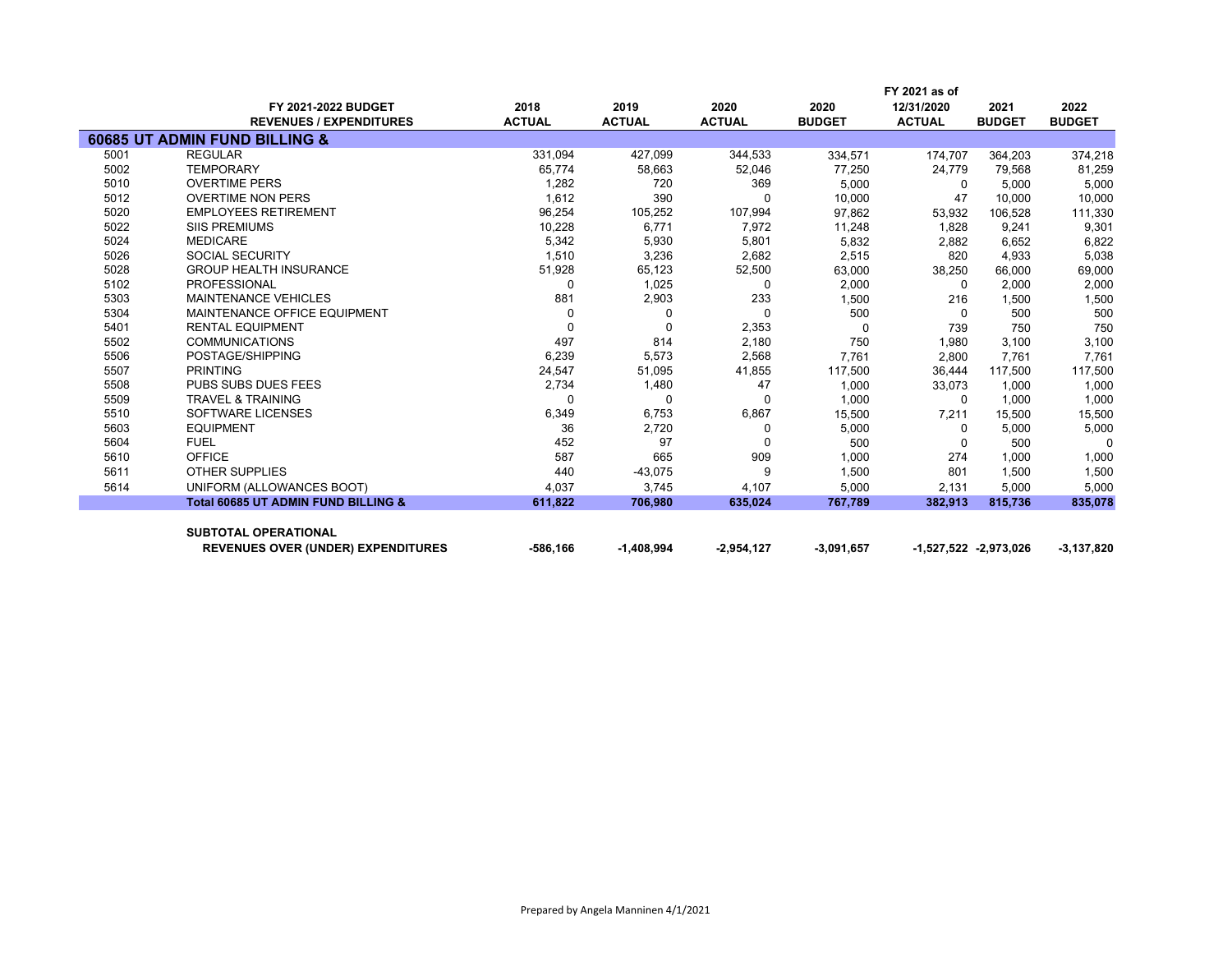| | FY 2021-2022 BUDGET<br>REVENUES / EXPENDITURES | 2018<br>ACTUAL | 2019<br>ACTUAL | 2020<br>ACTUAL | 2020<br>BUDGET | FY 2021 as of<br>12/31/2020<br>ACTUAL | 2021<br>BUDGET | 2022<br>BUDGET |
|---|---|---|---|---|---|---|---|---|
| **60685 UT ADMIN FUND BILLING &** | | | | | | | | |
| 5001 | REGULAR | 331,094 | 427,099 | 344,533 | 334,571 | 174,707 | 364,203 | 374,218 |
| 5002 | TEMPORARY | 65,774 | 58,663 | 52,046 | 77,250 | 24,779 | 79,568 | 81,259 |
| 5010 | OVERTIME PERS | 1,282 | 720 | 369 | 5,000 | 0 | 5,000 | 5,000 |
| 5012 | OVERTIME NON PERS | 1,612 | 390 | 0 | 10,000 | 47 | 10,000 | 10,000 |
| 5020 | EMPLOYEES RETIREMENT | 96,254 | 105,252 | 107,994 | 97,862 | 53,932 | 106,528 | 111,330 |
| 5022 | SIIS PREMIUMS | 10,228 | 6,771 | 7,972 | 11,248 | 1,828 | 9,241 | 9,301 |
| 5024 | MEDICARE | 5,342 | 5,930 | 5,801 | 5,832 | 2,882 | 6,652 | 6,822 |
| 5026 | SOCIAL SECURITY | 1,510 | 3,236 | 2,682 | 2,515 | 820 | 4,933 | 5,038 |
| 5028 | GROUP HEALTH INSURANCE | 51,928 | 65,123 | 52,500 | 63,000 | 38,250 | 66,000 | 69,000 |
| 5102 | PROFESSIONAL | 0 | 1,025 | 0 | 2,000 | 0 | 2,000 | 2,000 |
| 5303 | MAINTENANCE VEHICLES | 881 | 2,903 | 233 | 1,500 | 216 | 1,500 | 1,500 |
| 5304 | MAINTENANCE OFFICE EQUIPMENT | 0 | 0 | 0 | 500 | 0 | 500 | 500 |
| 5401 | RENTAL EQUIPMENT | 0 | 0 | 2,353 | 0 | 739 | 750 | 750 |
| 5502 | COMMUNICATIONS | 497 | 814 | 2,180 | 750 | 1,980 | 3,100 | 3,100 |
| 5506 | POSTAGE/SHIPPING | 6,239 | 5,573 | 2,568 | 7,761 | 2,800 | 7,761 | 7,761 |
| 5507 | PRINTING | 24,547 | 51,095 | 41,855 | 117,500 | 36,444 | 117,500 | 117,500 |
| 5508 | PUBS SUBS DUES FEES | 2,734 | 1,480 | 47 | 1,000 | 33,073 | 1,000 | 1,000 |
| 5509 | TRAVEL & TRAINING | 0 | 0 | 0 | 1,000 | 0 | 1,000 | 1,000 |
| 5510 | SOFTWARE LICENSES | 6,349 | 6,753 | 6,867 | 15,500 | 7,211 | 15,500 | 15,500 |
| 5603 | EQUIPMENT | 36 | 2,720 | 0 | 5,000 | 0 | 5,000 | 5,000 |
| 5604 | FUEL | 452 | 97 | 0 | 500 | 0 | 500 | 0 |
| 5610 | OFFICE | 587 | 665 | 909 | 1,000 | 274 | 1,000 | 1,000 |
| 5611 | OTHER SUPPLIES | 440 | -43,075 | 9 | 1,500 | 801 | 1,500 | 1,500 |
| 5614 | UNIFORM (ALLOWANCES BOOT) | 4,037 | 3,745 | 4,107 | 5,000 | 2,131 | 5,000 | 5,000 |
| | **Total 60685 UT ADMIN FUND BILLING &** | **611,822** | **706,980** | **635,024** | **767,789** | **382,913** | **815,736** | **835,078** |
| | | | | | | | | |
| | **SUBTOTAL OPERATIONAL<br>REVENUES OVER (UNDER) EXPENDITURES** | **-586,166** | **-1,408,994** | **-2,954,127** | **-3,091,657** | **-1,527,522** | **-2,973,026** | **-3,137,820** |

Prepared by Angela Manninen 4/1/2021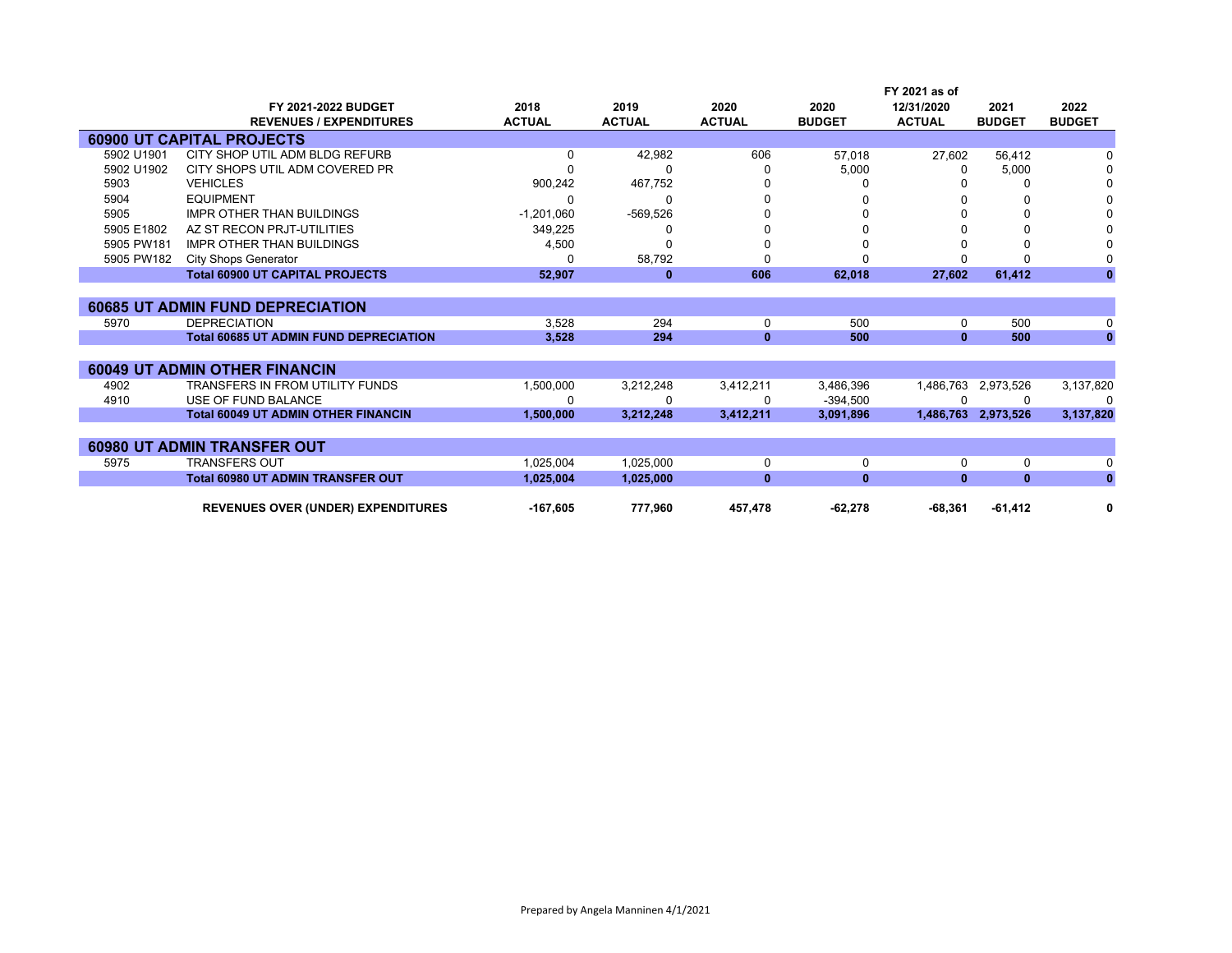| | FY 2021-2022 BUDGET<br>REVENUES / EXPENDITURES | 2018<br>ACTUAL | 2019<br>ACTUAL | 2020<br>ACTUAL | 2020<br>BUDGET | FY 2021 as of<br>12/31/2020<br>ACTUAL | 2021<br>BUDGET | 2022<br>BUDGET |
|---|---|---|---|---|---|---|---|---|
| **60900 UT CAPITAL PROJECTS** | | | | | | | | |
| 5902 U1901 | CITY SHOP UTIL ADM BLDG REFURB | 0 | 42,982 | 606 | 57,018 | 27,602 | 56,412 | 0 |
| 5902 U1902 | CITY SHOPS UTIL ADM COVERED PR | 0 | 0 | 0 | 5,000 | 0 | 5,000 | 0 |
| 5903 | VEHICLES | 900,242 | 467,752 | 0 | 0 | 0 | 0 | 0 |
| 5904 | EQUIPMENT | 0 | 0 | 0 | 0 | 0 | 0 | 0 |
| 5905 | IMPR OTHER THAN BUILDINGS | -1,201,060 | -569,526 | 0 | 0 | 0 | 0 | 0 |
| 5905 E1802 | AZ ST RECON PRJT-UTILITIES | 349,225 | 0 | 0 | 0 | 0 | 0 | 0 |
| 5905 PW181 | IMPR OTHER THAN BUILDINGS | 4,500 | 0 | 0 | 0 | 0 | 0 | 0 |
| 5905 PW182 | City Shops Generator | 0 | 58,792 | 0 | 0 | 0 | 0 | 0 |
| | **Total 60900 UT CAPITAL PROJECTS** | **52,907** | **0** | **606** | **62,018** | **27,602** | **61,412** | **0** |
| **60685 UT ADMIN FUND DEPRECIATION** | | | | | | | | |
| 5970 | DEPRECIATION | 3,528 | 294 | 0 | 500 | 0 | 500 | 0 |
| | **Total 60685 UT ADMIN FUND DEPRECIATION** | **3,528** | **294** | **0** | **500** | **0** | **500** | **0** |
| **60049 UT ADMIN OTHER FINANCIN** | | | | | | | | |
| 4902 | TRANSFERS IN FROM UTILITY FUNDS | 1,500,000 | 3,212,248 | 3,412,211 | 3,486,396 | 1,486,763 | 2,973,526 | 3,137,820 |
| 4910 | USE OF FUND BALANCE | 0 | 0 | 0 | -394,500 | 0 | 0 | 0 |
| | **Total 60049 UT ADMIN OTHER FINANCIN** | **1,500,000** | **3,212,248** | **3,412,211** | **3,091,896** | **1,486,763** | **2,973,526** | **3,137,820** |
| **60980 UT ADMIN TRANSFER OUT** | | | | | | | | |
| 5975 | TRANSFERS OUT | 1,025,004 | 1,025,000 | 0 | 0 | 0 | 0 | 0 |
| | **Total 60980 UT ADMIN TRANSFER OUT** | **1,025,004** | **1,025,000** | **0** | **0** | **0** | **0** | **0** |
| | **REVENUES OVER (UNDER) EXPENDITURES** | **-167,605** | **777,960** | **457,478** | **-62,278** | **-68,361** | **-61,412** | **0** |

Prepared by Angela Manninen 4/1/2021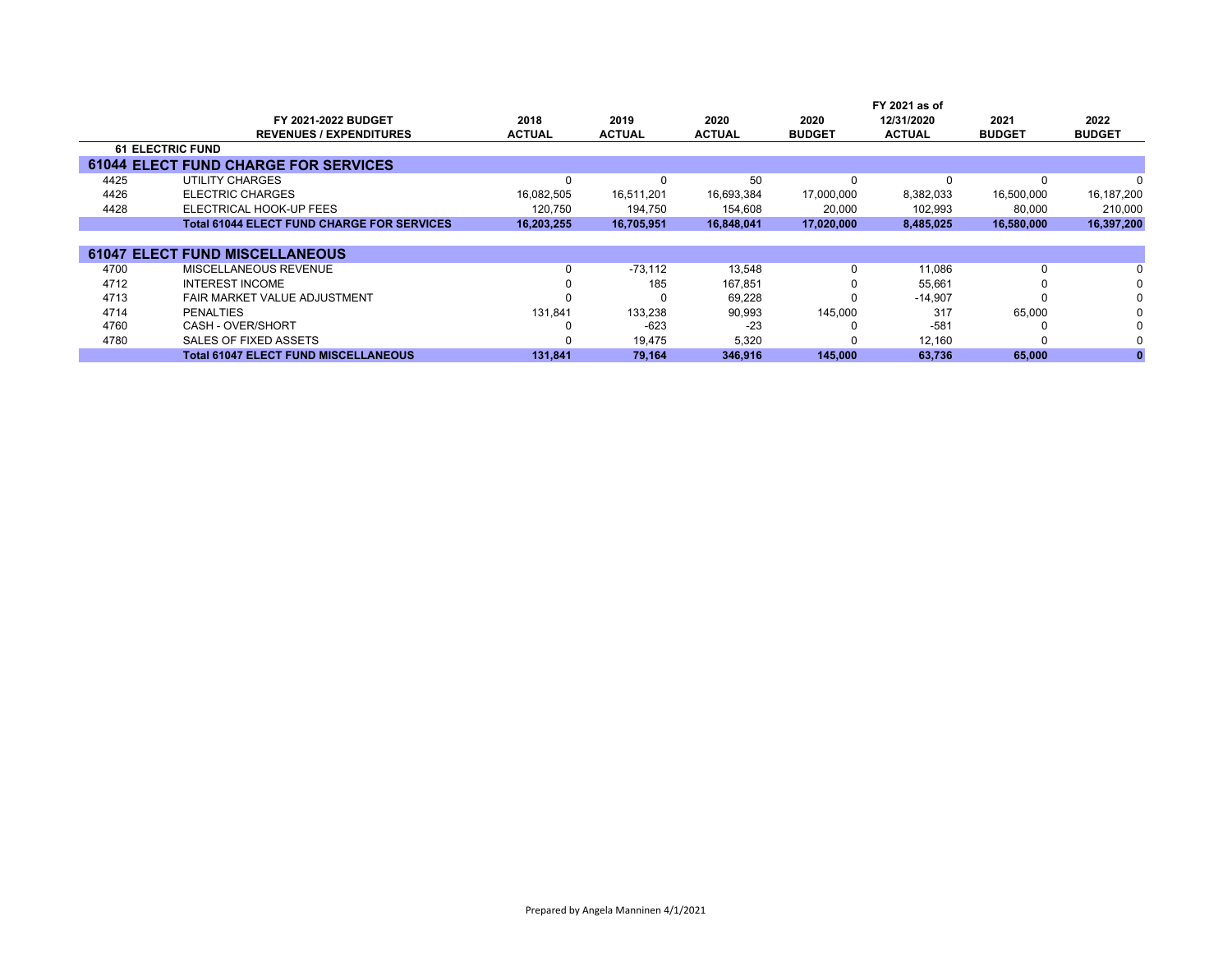| | FY 2021-2022 BUDGET REVENUES / EXPENDITURES | 2018 ACTUAL | 2019 ACTUAL | 2020 ACTUAL | 2020 BUDGET | FY 2021 as of 12/31/2020 ACTUAL | 2021 BUDGET | 2022 BUDGET |
|---|---|---|---|---|---|---|---|---|
| **61 ELECTRIC FUND** | | | | | | | | |
| **61044 ELECT FUND CHARGE FOR SERVICES** | | | | | | | | |
| 4425 | UTILITY CHARGES | 0 | 0 | 50 | 0 | 0 | 0 | 0 |
| 4426 | ELECTRIC CHARGES | 16,082,505 | 16,511,201 | 16,693,384 | 17,000,000 | 8,382,033 | 16,500,000 | 16,187,200 |
| 4428 | ELECTRICAL HOOK-UP FEES | 120,750 | 194,750 | 154,608 | 20,000 | 102,993 | 80,000 | 210,000 |
| | **Total 61044 ELECT FUND CHARGE FOR SERVICES** | **16,203,255** | **16,705,951** | **16,848,041** | **17,020,000** | **8,485,025** | **16,580,000** | **16,397,200** |
| **61047 ELECT FUND MISCELLANEOUS** | | | | | | | | |
| 4700 | MISCELLANEOUS REVENUE | 0 | -73,112 | 13,548 | 0 | 11,086 | 0 | 0 |
| 4712 | INTEREST INCOME | 0 | 185 | 167,851 | 0 | 55,661 | 0 | 0 |
| 4713 | FAIR MARKET VALUE ADJUSTMENT | 0 | 0 | 69,228 | 0 | -14,907 | 0 | 0 |
| 4714 | PENALTIES | 131,841 | 133,238 | 90,993 | 145,000 | 317 | 65,000 | 0 |
| 4760 | CASH - OVER/SHORT | 0 | -623 | -23 | 0 | -581 | 0 | 0 |
| 4780 | SALES OF FIXED ASSETS | 0 | 19,475 | 5,320 | 0 | 12,160 | 0 | 0 |
| | **Total 61047 ELECT FUND MISCELLANEOUS** | **131,841** | **79,164** | **346,916** | **145,000** | **63,736** | **65,000** | **0** |

Prepared by Angela Manninen 4/1/2021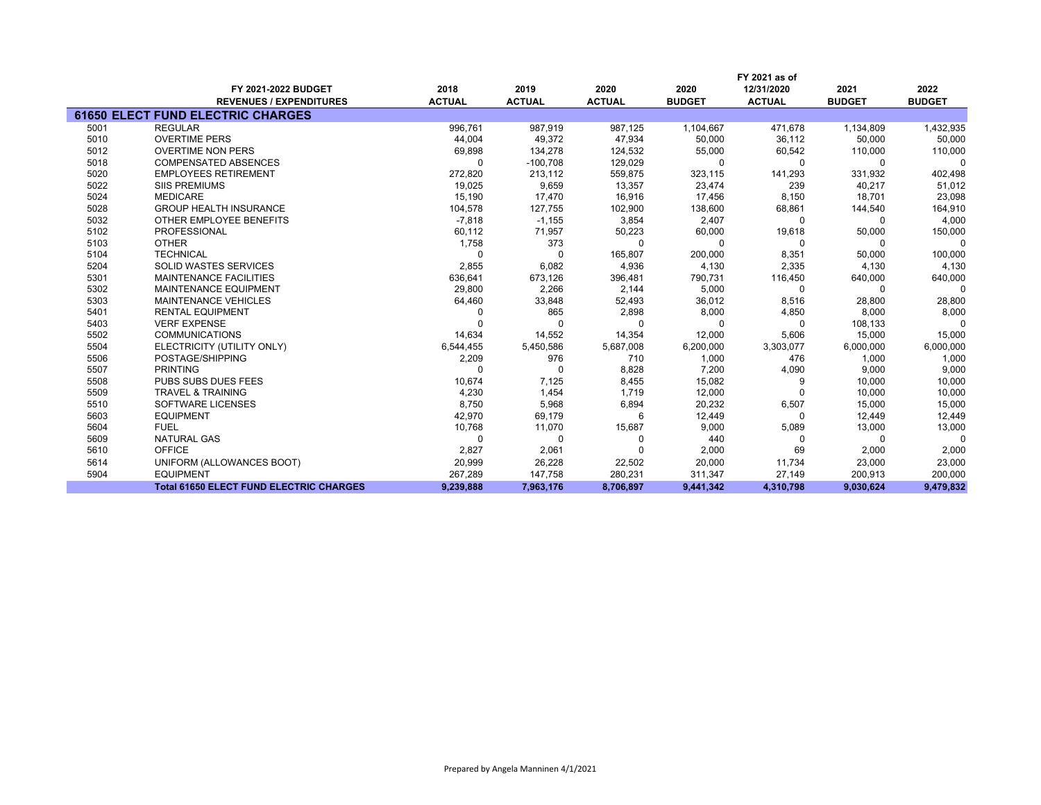| | FY 2021-2022 BUDGET REVENUES / EXPENDITURES | 2018 ACTUAL | 2019 ACTUAL | 2020 ACTUAL | 2020 BUDGET | FY 2021 as of 12/31/2020 ACTUAL | 2021 BUDGET | 2022 BUDGET |
|---|---|---|---|---|---|---|---|---|
| **61650 ELECT FUND ELECTRIC CHARGES** | | | | | | | | |
| 5001 | REGULAR | 996,761 | 987,919 | 987,125 | 1,104,667 | 471,678 | 1,134,809 | 1,432,935 |
| 5010 | OVERTIME PERS | 44,004 | 49,372 | 47,934 | 50,000 | 36,112 | 50,000 | 50,000 |
| 5012 | OVERTIME NON PERS | 69,898 | 134,278 | 124,532 | 55,000 | 60,542 | 110,000 | 110,000 |
| 5018 | COMPENSATED ABSENCES | 0 | -100,708 | 129,029 | 0 | 0 | 0 | 0 |
| 5020 | EMPLOYEES RETIREMENT | 272,820 | 213,112 | 559,875 | 323,115 | 141,293 | 331,932 | 402,498 |
| 5022 | SIIS PREMIUMS | 19,025 | 9,659 | 13,357 | 23,474 | 239 | 40,217 | 51,012 |
| 5024 | MEDICARE | 15,190 | 17,470 | 16,916 | 17,456 | 8,150 | 18,701 | 23,098 |
| 5028 | GROUP HEALTH INSURANCE | 104,578 | 127,755 | 102,900 | 138,600 | 68,861 | 144,540 | 164,910 |
| 5032 | OTHER EMPLOYEE BENEFITS | -7,818 | -1,155 | 3,854 | 2,407 | 0 | 0 | 4,000 |
| 5102 | PROFESSIONAL | 60,112 | 71,957 | 50,223 | 60,000 | 19,618 | 50,000 | 150,000 |
| 5103 | OTHER | 1,758 | 373 | 0 | 0 | 0 | 0 | 0 |
| 5104 | TECHNICAL | 0 | 0 | 165,807 | 200,000 | 8,351 | 50,000 | 100,000 |
| 5204 | SOLID WASTES SERVICES | 2,855 | 6,082 | 4,936 | 4,130 | 2,335 | 4,130 | 4,130 |
| 5301 | MAINTENANCE FACILITIES | 636,641 | 673,126 | 396,481 | 790,731 | 116,450 | 640,000 | 640,000 |
| 5302 | MAINTENANCE EQUIPMENT | 29,800 | 2,266 | 2,144 | 5,000 | 0 | 0 | 0 |
| 5303 | MAINTENANCE VEHICLES | 64,460 | 33,848 | 52,493 | 36,012 | 8,516 | 28,800 | 28,800 |
| 5401 | RENTAL EQUIPMENT | 0 | 865 | 2,898 | 8,000 | 4,850 | 8,000 | 8,000 |
| 5403 | VERF EXPENSE | 0 | 0 | 0 | 0 | 0 | 108,133 | 0 |
| 5502 | COMMUNICATIONS | 14,634 | 14,552 | 14,354 | 12,000 | 5,606 | 15,000 | 15,000 |
| 5504 | ELECTRICITY (UTILITY ONLY) | 6,544,455 | 5,450,586 | 5,687,008 | 6,200,000 | 3,303,077 | 6,000,000 | 6,000,000 |
| 5506 | POSTAGE/SHIPPING | 2,209 | 976 | 710 | 1,000 | 476 | 1,000 | 1,000 |
| 5507 | PRINTING | 0 | 0 | 8,828 | 7,200 | 4,090 | 9,000 | 9,000 |
| 5508 | PUBS SUBS DUES FEES | 10,674 | 7,125 | 8,455 | 15,082 | 9 | 10,000 | 10,000 |
| 5509 | TRAVEL & TRAINING | 4,230 | 1,454 | 1,719 | 12,000 | 0 | 10,000 | 10,000 |
| 5510 | SOFTWARE LICENSES | 8,750 | 5,968 | 6,894 | 20,232 | 6,507 | 15,000 | 15,000 |
| 5603 | EQUIPMENT | 42,970 | 69,179 | 6 | 12,449 | 0 | 12,449 | 12,449 |
| 5604 | FUEL | 10,768 | 11,070 | 15,687 | 9,000 | 5,089 | 13,000 | 13,000 |
| 5609 | NATURAL GAS | 0 | 0 | 0 | 440 | 0 | 0 | 0 |
| 5610 | OFFICE | 2,827 | 2,061 | 0 | 2,000 | 69 | 2,000 | 2,000 |
| 5614 | UNIFORM (ALLOWANCES BOOT) | 20,999 | 26,228 | 22,502 | 20,000 | 11,734 | 23,000 | 23,000 |
| 5904 | EQUIPMENT | 267,289 | 147,758 | 280,231 | 311,347 | 27,149 | 200,913 | 200,000 |
| | **Total 61650 ELECT FUND ELECTRIC CHARGES** | **9,239,888** | **7,963,176** | **8,706,897** | **9,441,342** | **4,310,798** | **9,030,624** | **9,479,832** |

Prepared by Angela Manninen 4/1/2021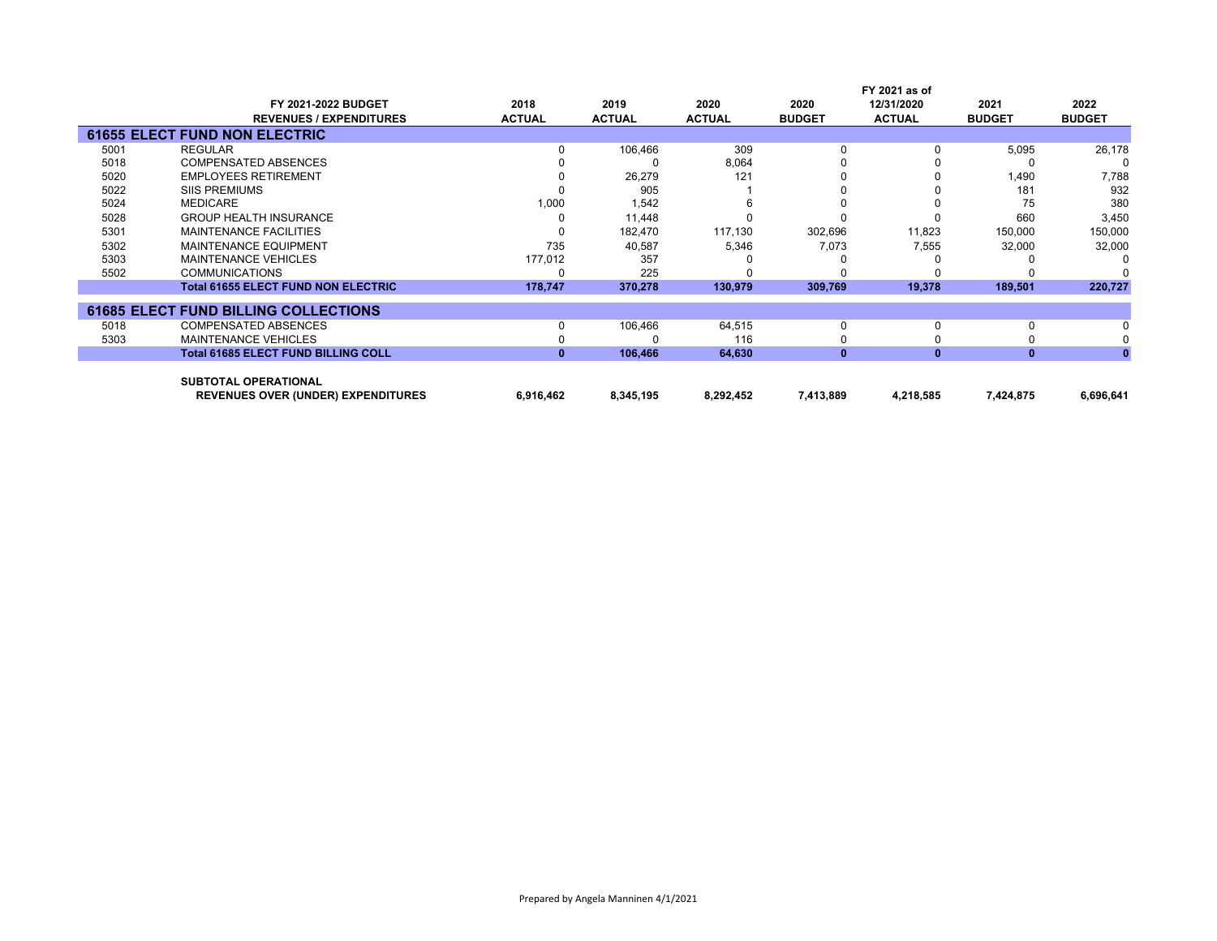| | FY 2021-2022 BUDGET REVENUES / EXPENDITURES | 2018 ACTUAL | 2019 ACTUAL | 2020 ACTUAL | 2020 BUDGET | FY 2021 as of 12/31/2020 ACTUAL | 2021 BUDGET | 2022 BUDGET |
|---|---|---|---|---|---|---|---|---|
| **61655 ELECT FUND NON ELECTRIC** | | | | | | | | |
| 5001 | REGULAR | 0 | 106,466 | 309 | 0 | 0 | 5,095 | 26,178 |
| 5018 | COMPENSATED ABSENCES | 0 | 0 | 8,064 | 0 | 0 | 0 | 0 |
| 5020 | EMPLOYEES RETIREMENT | 0 | 26,279 | 121 | 0 | 0 | 1,490 | 7,788 |
| 5022 | SIIS PREMIUMS | 0 | 905 | 1 | 0 | 0 | 181 | 932 |
| 5024 | MEDICARE | 1,000 | 1,542 | 6 | 0 | 0 | 75 | 380 |
| 5028 | GROUP HEALTH INSURANCE | 0 | 11,448 | 0 | 0 | 0 | 660 | 3,450 |
| 5301 | MAINTENANCE FACILITIES | 0 | 182,470 | 117,130 | 302,696 | 11,823 | 150,000 | 150,000 |
| 5302 | MAINTENANCE EQUIPMENT | 735 | 40,587 | 5,346 | 7,073 | 7,555 | 32,000 | 32,000 |
| 5303 | MAINTENANCE VEHICLES | 177,012 | 357 | 0 | 0 | 0 | 0 | 0 |
| 5502 | COMMUNICATIONS | 0 | 225 | 0 | 0 | 0 | 0 | 0 |
| | **Total 61655 ELECT FUND NON ELECTRIC** | **178,747** | **370,278** | **130,979** | **309,769** | **19,378** | **189,501** | **220,727** |
| **61685 ELECT FUND BILLING COLLECTIONS** | | | | | | | | |
| 5018 | COMPENSATED ABSENCES | 0 | 106,466 | 64,515 | 0 | 0 | 0 | 0 |
| 5303 | MAINTENANCE VEHICLES | 0 | 0 | 116 | 0 | 0 | 0 | 0 |
| | **Total 61685 ELECT FUND BILLING COLL** | **0** | **106,466** | **64,630** | **0** | **0** | **0** | **0** |
| | **SUBTOTAL OPERATIONAL REVENUES OVER (UNDER) EXPENDITURES** | **6,916,462** | **8,345,195** | **8,292,452** | **7,413,889** | **4,218,585** | **7,424,875** | **6,696,641** |

Prepared by Angela Manninen 4/1/2021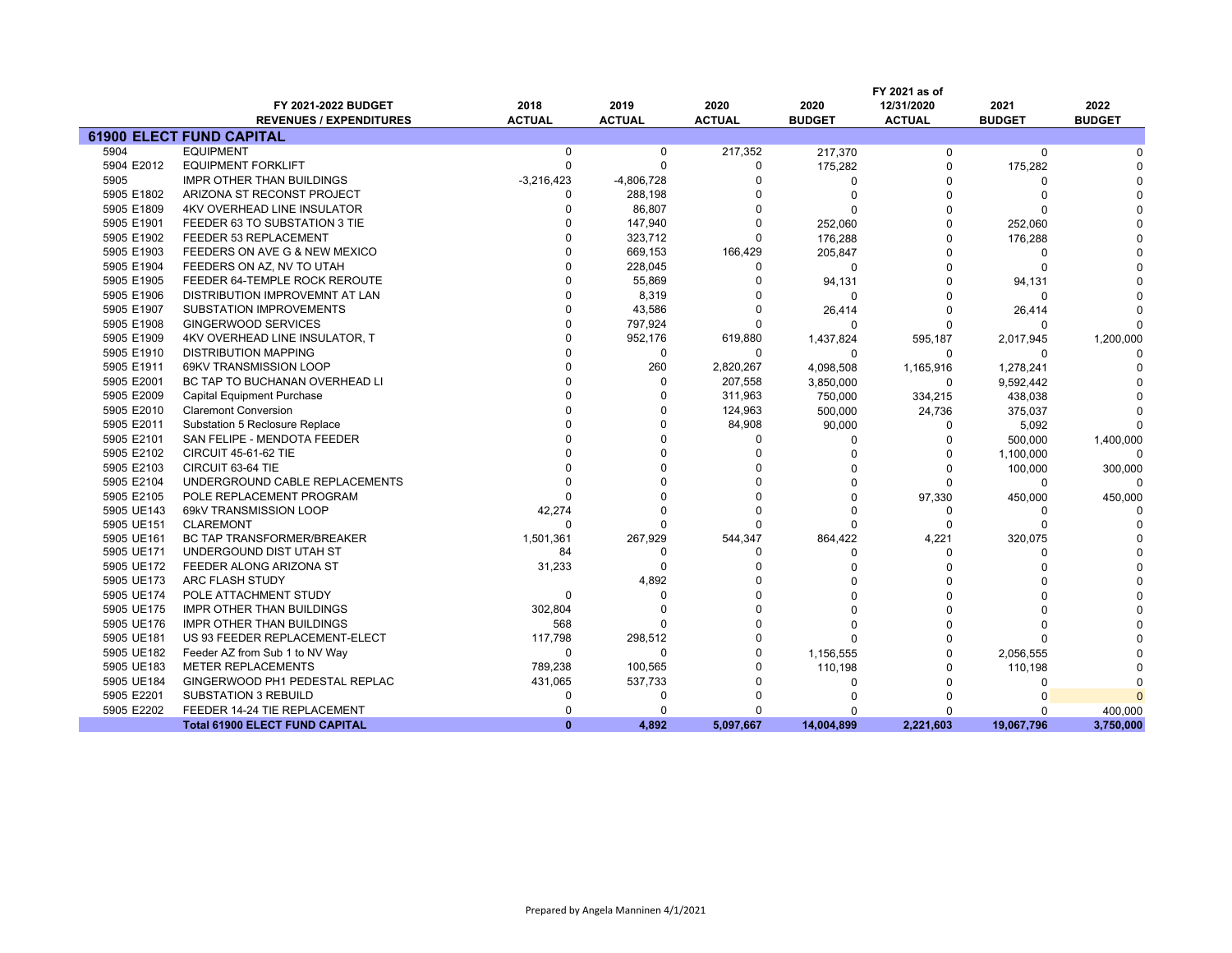| | FY 2021-2022 BUDGET REVENUES / EXPENDITURES | 2018 ACTUAL | 2019 ACTUAL | 2020 ACTUAL | 2020 BUDGET | FY 2021 as of 12/31/2020 ACTUAL | 2021 BUDGET | 2022 BUDGET |
|---|---|---|---|---|---|---|---|---|
| **61900 ELECT FUND CAPITAL** | | | | | | | | |
| 5904 | EQUIPMENT | 0 | 0 | 217,352 | 217,370 | 0 | 0 | 0 |
| 5904 E2012 | EQUIPMENT FORKLIFT | 0 | 0 | 0 | 175,282 | 0 | 175,282 | 0 |
| 5905 | IMPR OTHER THAN BUILDINGS | -3,216,423 | -4,806,728 | 0 | 0 | 0 | 0 | 0 |
| 5905 E1802 | ARIZONA ST RECONST PROJECT | 0 | 288,198 | 0 | 0 | 0 | 0 | 0 |
| 5905 E1809 | 4KV OVERHEAD LINE INSULATOR | 0 | 86,807 | 0 | 0 | 0 | 0 | 0 |
| 5905 E1901 | FEEDER 63 TO SUBSTATION 3 TIE | 0 | 147,940 | 0 | 252,060 | 0 | 252,060 | 0 |
| 5905 E1902 | FEEDER 53 REPLACEMENT | 0 | 323,712 | 0 | 176,288 | 0 | 176,288 | 0 |
| 5905 E1903 | FEEDERS ON AVE G & NEW MEXICO | 0 | 669,153 | 166,429 | 205,847 | 0 | 0 | 0 |
| 5905 E1904 | FEEDERS ON AZ, NV TO UTAH | 0 | 228,045 | 0 | 0 | 0 | 0 | 0 |
| 5905 E1905 | FEEDER 64-TEMPLE ROCK REROUTE | 0 | 55,869 | 0 | 94,131 | 0 | 94,131 | 0 |
| 5905 E1906 | DISTRIBUTION IMPROVEMNT AT LAN | 0 | 8,319 | 0 | 0 | 0 | 0 | 0 |
| 5905 E1907 | SUBSTATION IMPROVEMENTS | 0 | 43,586 | 0 | 26,414 | 0 | 26,414 | 0 |
| 5905 E1908 | GINGERWOOD SERVICES | 0 | 797,924 | 0 | 0 | 0 | 0 | 0 |
| 5905 E1909 | 4KV OVERHEAD LINE INSULATOR, T | 0 | 952,176 | 619,880 | 1,437,824 | 595,187 | 2,017,945 | 1,200,000 |
| 5905 E1910 | DISTRIBUTION MAPPING | 0 | 0 | 0 | 0 | 0 | 0 | 0 |
| 5905 E1911 | 69KV TRANSMISSION LOOP | 0 | 260 | 2,820,267 | 4,098,508 | 1,165,916 | 1,278,241 | 0 |
| 5905 E2001 | BC TAP TO BUCHANAN OVERHEAD LI | 0 | 0 | 207,558 | 3,850,000 | 0 | 9,592,442 | 0 |
| 5905 E2009 | Capital Equipment Purchase | 0 | 0 | 311,963 | 750,000 | 334,215 | 438,038 | 0 |
| 5905 E2010 | Claremont Conversion | 0 | 0 | 124,963 | 500,000 | 24,736 | 375,037 | 0 |
| 5905 E2011 | Substation 5 Reclosure Replace | 0 | 0 | 84,908 | 90,000 | 0 | 5,092 | 0 |
| 5905 E2101 | SAN FELIPE - MENDOTA FEEDER | 0 | 0 | 0 | 0 | 0 | 500,000 | 1,400,000 |
| 5905 E2102 | CIRCUIT 45-61-62 TIE | 0 | 0 | 0 | 0 | 0 | 1,100,000 | 0 |
| 5905 E2103 | CIRCUIT 63-64 TIE | 0 | 0 | 0 | 0 | 0 | 100,000 | 300,000 |
| 5905 E2104 | UNDERGROUND CABLE REPLACEMENTS | 0 | 0 | 0 | 0 | 0 | 0 | 0 |
| 5905 E2105 | POLE REPLACEMENT PROGRAM | 0 | 0 | 0 | 0 | 97,330 | 450,000 | 450,000 |
| 5905 UE143 | 69kV TRANSMISSION LOOP | 42,274 | 0 | 0 | 0 | 0 | 0 | 0 |
| 5905 UE151 | CLAREMONT | 0 | 0 | 0 | 0 | 0 | 0 | 0 |
| 5905 UE161 | BC TAP TRANSFORMER/BREAKER | 1,501,361 | 267,929 | 544,347 | 864,422 | 4,221 | 320,075 | 0 |
| 5905 UE171 | UNDERGOUND DIST UTAH ST | 84 | 0 | 0 | 0 | 0 | 0 | 0 |
| 5905 UE172 | FEEDER ALONG ARIZONA ST | 31,233 | 0 | 0 | 0 | 0 | 0 | 0 |
| 5905 UE173 | ARC FLASH STUDY | | 4,892 | 0 | 0 | 0 | 0 | 0 |
| 5905 UE174 | POLE ATTACHMENT STUDY | 0 | 0 | 0 | 0 | 0 | 0 | 0 |
| 5905 UE175 | IMPR OTHER THAN BUILDINGS | 302,804 | 0 | 0 | 0 | 0 | 0 | 0 |
| 5905 UE176 | IMPR OTHER THAN BUILDINGS | 568 | 0 | 0 | 0 | 0 | 0 | 0 |
| 5905 UE181 | US 93 FEEDER REPLACEMENT-ELECT | 117,798 | 298,512 | 0 | 0 | 0 | 0 | 0 |
| 5905 UE182 | Feeder AZ from Sub 1 to NV Way | 0 | 0 | 0 | 1,156,555 | 0 | 2,056,555 | 0 |
| 5905 UE183 | METER REPLACEMENTS | 789,238 | 100,565 | 0 | 110,198 | 0 | 110,198 | 0 |
| 5905 UE184 | GINGERWOOD PH1 PEDESTAL REPLAC | 431,065 | 537,733 | 0 | 0 | 0 | 0 | 0 |
| 5905 E2201 | SUBSTATION 3 REBUILD | 0 | 0 | 0 | 0 | 0 | 0 | 0 |
| 5905 E2202 | FEEDER 14-24 TIE REPLACEMENT | 0 | 0 | 0 | 0 | 0 | 0 | 400,000 |
| | **Total 61900 ELECT FUND CAPITAL** | **0** | **4,892** | **5,097,667** | **14,004,899** | **2,221,603** | **19,067,796** | **3,750,000** |

Prepared by Angela Manninen 4/1/2021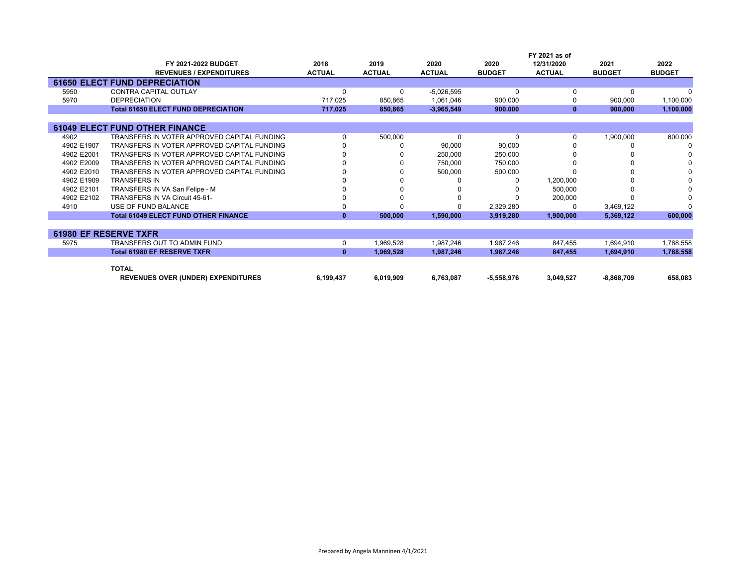| | FY 2021-2022 BUDGET REVENUES / EXPENDITURES | 2018 ACTUAL | 2019 ACTUAL | 2020 ACTUAL | 2020 BUDGET | FY 2021 as of 12/31/2020 ACTUAL | 2021 BUDGET | 2022 BUDGET |
|---|---|---|---|---|---|---|---|---|
| **61650 ELECT FUND DEPRECIATION** | | | | | | | | |
| 5950 | CONTRA CAPITAL OUTLAY | 0 | 0 | -5,026,595 | 0 | 0 | 0 | 0 |
| 5970 | DEPRECIATION | 717,025 | 850,865 | 1,061,046 | 900,000 | 0 | 900,000 | 1,100,000 |
| | **Total 61650 ELECT FUND DEPRECIATION** | **717,025** | **850,865** | **-3,965,549** | **900,000** | **0** | **900,000** | **1,100,000** |
| **61049 ELECT FUND OTHER FINANCE** | | | | | | | | |
| 4902 | TRANSFERS IN VOTER APPROVED CAPITAL FUNDING | 0 | 500,000 | 0 | 0 | 0 | 1,900,000 | 600,000 |
| 4902 E1907 | TRANSFERS IN VOTER APPROVED CAPITAL FUNDING | 0 | 0 | 90,000 | 90,000 | 0 | 0 | 0 |
| 4902 E2001 | TRANSFERS IN VOTER APPROVED CAPITAL FUNDING | 0 | 0 | 250,000 | 250,000 | 0 | 0 | 0 |
| 4902 E2009 | TRANSFERS IN VOTER APPROVED CAPITAL FUNDING | 0 | 0 | 750,000 | 750,000 | 0 | 0 | 0 |
| 4902 E2010 | TRANSFERS IN VOTER APPROVED CAPITAL FUNDING | 0 | 0 | 500,000 | 500,000 | 0 | 0 | 0 |
| 4902 E1909 | TRANSFERS IN | 0 | 0 | 0 | 0 | 1,200,000 | 0 | 0 |
| 4902 E2101 | TRANSFERS IN VA San Felipe - M | 0 | 0 | 0 | 0 | 500,000 | 0 | 0 |
| 4902 E2102 | TRANSFERS IN VA Circuit 45-61- | 0 | 0 | 0 | 0 | 200,000 | 0 | 0 |
| 4910 | USE OF FUND BALANCE | 0 | 0 | 0 | 2,329,280 | 0 | 3,469,122 | 0 |
| | **Total 61049 ELECT FUND OTHER FINANCE** | **0** | **500,000** | **1,590,000** | **3,919,280** | **1,900,000** | **5,369,122** | **600,000** |
| **61980 EF RESERVE TXFR** | | | | | | | | |
| 5975 | TRANSFERS OUT TO ADMIN FUND | 0 | 1,969,528 | 1,987,246 | 1,987,246 | 847,455 | 1,694,910 | 1,788,558 |
| | **Total 61980 EF RESERVE TXFR** | **0** | **1,969,528** | **1,987,246** | **1,987,246** | **847,455** | **1,694,910** | **1,788,558** |
| | **TOTAL REVENUES OVER (UNDER) EXPENDITURES** | **6,199,437** | **6,019,909** | **6,763,087** | **-5,558,976** | **3,049,527** | **-8,868,709** | **658,083** |

Prepared by Angela Manninen 4/1/2021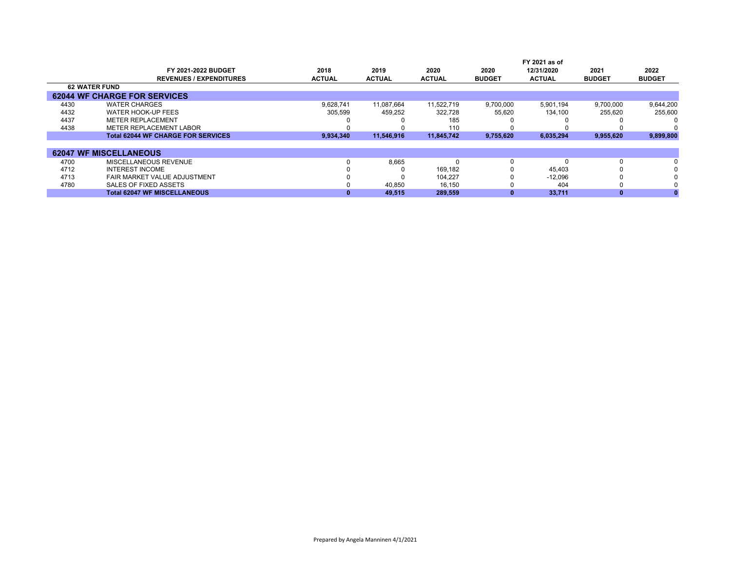| | FY 2021-2022 BUDGET REVENUES / EXPENDITURES | 2018 ACTUAL | 2019 ACTUAL | 2020 ACTUAL | 2020 BUDGET | FY 2021 as of 12/31/2020 ACTUAL | 2021 BUDGET | 2022 BUDGET |
|---|---|---|---|---|---|---|---|---|
| **62 WATER FUND** | | | | | | | | |
| **62044 WF CHARGE FOR SERVICES** | | | | | | | | |
| 4430 | WATER CHARGES | 9,628,741 | 11,087,664 | 11,522,719 | 9,700,000 | 5,901,194 | 9,700,000 | 9,644,200 |
| 4432 | WATER HOOK-UP FEES | 305,599 | 459,252 | 322,728 | 55,620 | 134,100 | 255,620 | 255,600 |
| 4437 | METER REPLACEMENT | 0 | 0 | 185 | 0 | 0 | 0 | 0 |
| 4438 | METER REPLACEMENT LABOR | 0 | 0 | 110 | 0 | 0 | 0 | 0 |
| | **Total 62044 WF CHARGE FOR SERVICES** | **9,934,340** | **11,546,916** | **11,845,742** | **9,755,620** | **6,035,294** | **9,955,620** | **9,899,800** |
| **62047 WF MISCELLANEOUS** | | | | | | | | |
| 4700 | MISCELLANEOUS REVENUE | 0 | 8,665 | 0 | 0 | 0 | 0 | 0 |
| 4712 | INTEREST INCOME | 0 | 0 | 169,182 | 0 | 45,403 | 0 | 0 |
| 4713 | FAIR MARKET VALUE ADJUSTMENT | 0 | 0 | 104,227 | 0 | -12,096 | 0 | 0 |
| 4780 | SALES OF FIXED ASSETS | 0 | 40,850 | 16,150 | 0 | 404 | 0 | 0 |
| | **Total 62047 WF MISCELLANEOUS** | **0** | **49,515** | **289,559** | **0** | **33,711** | **0** | **0** |

Prepared by Angela Manninen 4/1/2021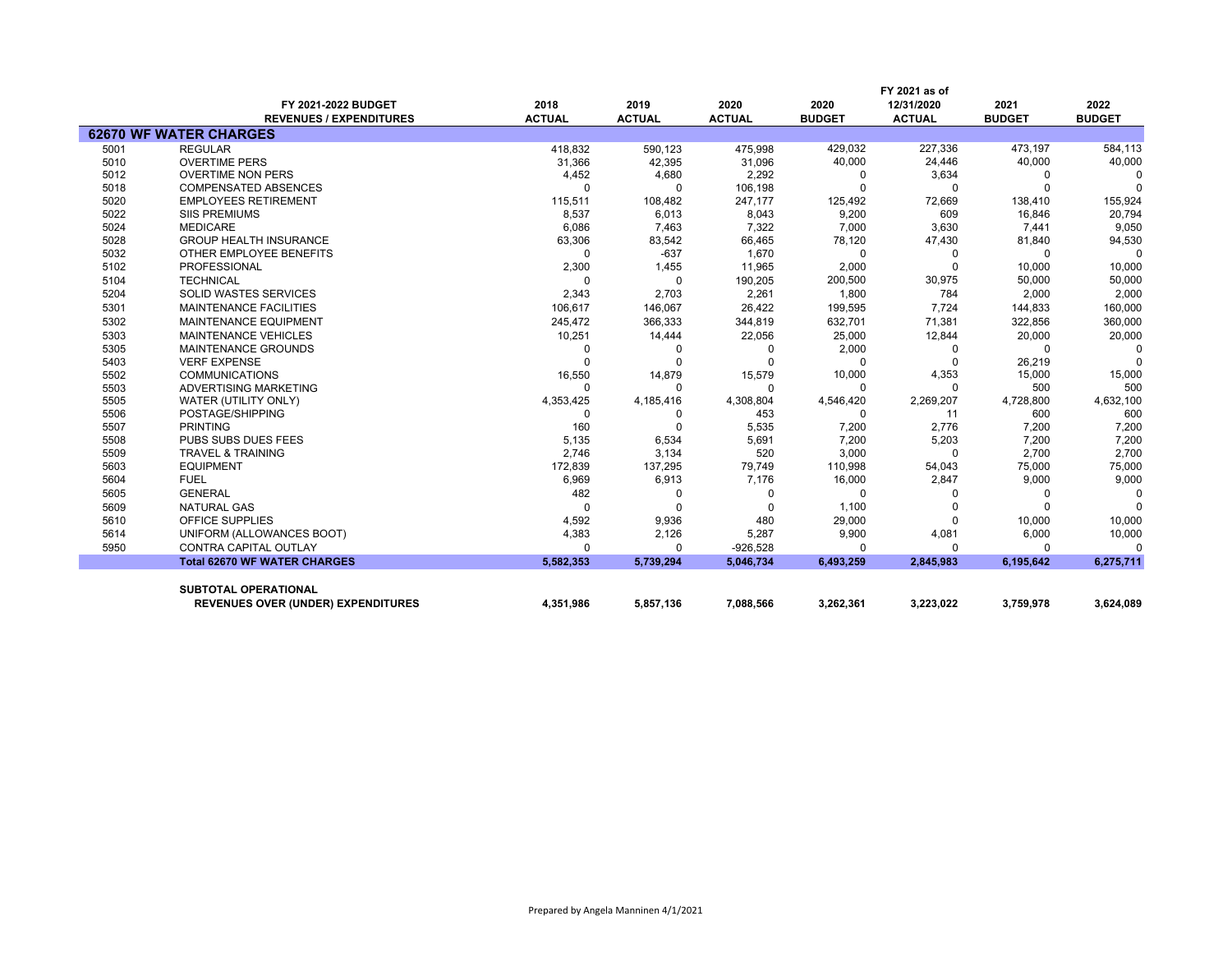| | FY 2021-2022 BUDGET REVENUES / EXPENDITURES | 2018 ACTUAL | 2019 ACTUAL | 2020 ACTUAL | 2020 BUDGET | FY 2021 as of 12/31/2020 ACTUAL | 2021 BUDGET | 2022 BUDGET |
|---|---|---|---|---|---|---|---|---|
| **62670 WF WATER CHARGES** | | | | | | | | |
| 5001 | REGULAR | 418,832 | 590,123 | 475,998 | 429,032 | 227,336 | 473,197 | 584,113 |
| 5010 | OVERTIME PERS | 31,366 | 42,395 | 31,096 | 40,000 | 24,446 | 40,000 | 40,000 |
| 5012 | OVERTIME NON PERS | 4,452 | 4,680 | 2,292 | 0 | 3,634 | 0 | 0 |
| 5018 | COMPENSATED ABSENCES | 0 | 0 | 106,198 | 0 | 0 | 0 | 0 |
| 5020 | EMPLOYEES RETIREMENT | 115,511 | 108,482 | 247,177 | 125,492 | 72,669 | 138,410 | 155,924 |
| 5022 | SIIS PREMIUMS | 8,537 | 6,013 | 8,043 | 9,200 | 609 | 16,846 | 20,794 |
| 5024 | MEDICARE | 6,086 | 7,463 | 7,322 | 7,000 | 3,630 | 7,441 | 9,050 |
| 5028 | GROUP HEALTH INSURANCE | 63,306 | 83,542 | 66,465 | 78,120 | 47,430 | 81,840 | 94,530 |
| 5032 | OTHER EMPLOYEE BENEFITS | 0 | -637 | 1,670 | 0 | 0 | 0 | 0 |
| 5102 | PROFESSIONAL | 2,300 | 1,455 | 11,965 | 2,000 | 0 | 10,000 | 10,000 |
| 5104 | TECHNICAL | 0 | 0 | 190,205 | 200,500 | 30,975 | 50,000 | 50,000 |
| 5204 | SOLID WASTES SERVICES | 2,343 | 2,703 | 2,261 | 1,800 | 784 | 2,000 | 2,000 |
| 5301 | MAINTENANCE FACILITIES | 106,617 | 146,067 | 26,422 | 199,595 | 7,724 | 144,833 | 160,000 |
| 5302 | MAINTENANCE EQUIPMENT | 245,472 | 366,333 | 344,819 | 632,701 | 71,381 | 322,856 | 360,000 |
| 5303 | MAINTENANCE VEHICLES | 10,251 | 14,444 | 22,056 | 25,000 | 12,844 | 20,000 | 20,000 |
| 5305 | MAINTENANCE GROUNDS | 0 | 0 | 0 | 2,000 | 0 | 0 | 0 |
| 5403 | VERF EXPENSE | 0 | 0 | 0 | 0 | 0 | 26,219 | 0 |
| 5502 | COMMUNICATIONS | 16,550 | 14,879 | 15,579 | 10,000 | 4,353 | 15,000 | 15,000 |
| 5503 | ADVERTISING MARKETING | 0 | 0 | 0 | 0 | 0 | 500 | 500 |
| 5505 | WATER (UTILITY ONLY) | 4,353,425 | 4,185,416 | 4,308,804 | 4,546,420 | 2,269,207 | 4,728,800 | 4,632,100 |
| 5506 | POSTAGE/SHIPPING | 0 | 0 | 453 | 0 | 11 | 600 | 600 |
| 5507 | PRINTING | 160 | 0 | 5,535 | 7,200 | 2,776 | 7,200 | 7,200 |
| 5508 | PUBS SUBS DUES FEES | 5,135 | 6,534 | 5,691 | 7,200 | 5,203 | 7,200 | 7,200 |
| 5509 | TRAVEL & TRAINING | 2,746 | 3,134 | 520 | 3,000 | 0 | 2,700 | 2,700 |
| 5603 | EQUIPMENT | 172,839 | 137,295 | 79,749 | 110,998 | 54,043 | 75,000 | 75,000 |
| 5604 | FUEL | 6,969 | 6,913 | 7,176 | 16,000 | 2,847 | 9,000 | 9,000 |
| 5605 | GENERAL | 482 | 0 | 0 | 0 | 0 | 0 | 0 |
| 5609 | NATURAL GAS | 0 | 0 | 0 | 1,100 | 0 | 0 | 0 |
| 5610 | OFFICE SUPPLIES | 4,592 | 9,936 | 480 | 29,000 | 0 | 10,000 | 10,000 |
| 5614 | UNIFORM (ALLOWANCES BOOT) | 4,383 | 2,126 | 5,287 | 9,900 | 4,081 | 6,000 | 10,000 |
| 5950 | CONTRA CAPITAL OUTLAY | 0 | 0 | -926,528 | 0 | 0 | 0 | 0 |
| | **Total 62670 WF WATER CHARGES** | **5,582,353** | **5,739,294** | **5,046,734** | **6,493,259** | **2,845,983** | **6,195,642** | **6,275,711** |
| | **SUBTOTAL OPERATIONAL REVENUES OVER (UNDER) EXPENDITURES** | **4,351,986** | **5,857,136** | **7,088,566** | **3,262,361** | **3,223,022** | **3,759,978** | **3,624,089** |

Prepared by Angela Manninen 4/1/2021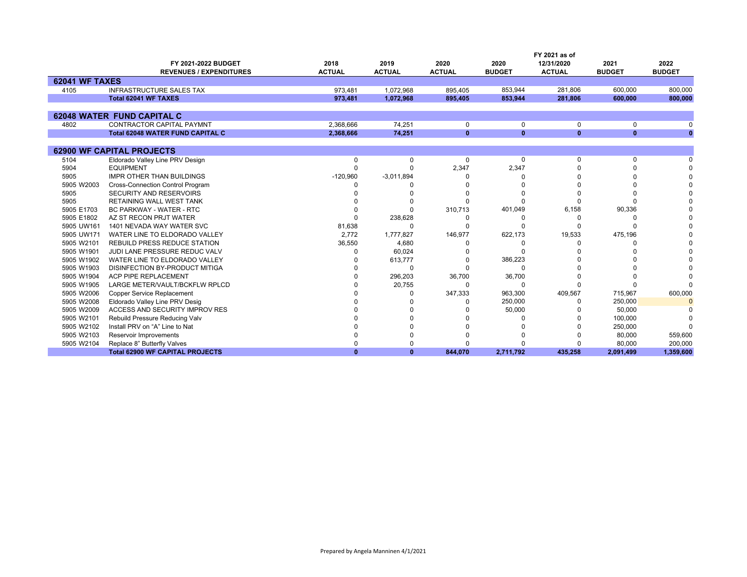| | FY 2021-2022 BUDGET<br>REVENUES / EXPENDITURES | 2018<br>ACTUAL | 2019<br>ACTUAL | 2020<br>ACTUAL | 2020<br>BUDGET | FY 2021 as of<br>12/31/2020<br>ACTUAL | 2021<br>BUDGET | 2022<br>BUDGET |
|---|---|---|---|---|---|---|---|---|
| **62041 WF TAXES** | | | | | | | | |
| 4105 | INFRASTRUCTURE SALES TAX | 973,481 | 1,072,968 | 895,405 | 853,944 | 281,806 | 600,000 | 800,000 |
| | **Total 62041 WF TAXES** | **973,481** | **1,072,968** | **895,405** | **853,944** | **281,806** | **600,000** | **800,000** |
| **62048 WATER FUND CAPITAL C** | | | | | | | | |
| 4802 | CONTRACTOR CAPITAL PAYMNT | 2,368,666 | 74,251 | 0 | 0 | 0 | 0 | 0 |
| | **Total 62048 WATER FUND CAPITAL C** | **2,368,666** | **74,251** | **0** | **0** | **0** | **0** | **0** |
| **62900 WF CAPITAL PROJECTS** | | | | | | | | |
| 5104 | Eldorado Valley Line PRV Design | 0 | 0 | 0 | 0 | 0 | 0 | 0 |
| 5904 | EQUIPMENT | 0 | 0 | 2,347 | 2,347 | 0 | 0 | 0 |
| 5905 | IMPR OTHER THAN BUILDINGS | -120,960 | -3,011,894 | 0 | 0 | 0 | 0 | 0 |
| 5905 W2003 | Cross-Connection Control Program | 0 | 0 | 0 | 0 | 0 | 0 | 0 |
| 5905 | SECURITY AND RESERVOIRS | 0 | 0 | 0 | 0 | 0 | 0 | 0 |
| 5905 | RETAINING WALL WEST TANK | 0 | 0 | 0 | 0 | 0 | 0 | 0 |
| 5905 E1703 | BC PARKWAY - WATER - RTC | 0 | 0 | 310,713 | 401,049 | 6,158 | 90,336 | 0 |
| 5905 E1802 | AZ ST RECON PRJT WATER | 0 | 238,628 | 0 | 0 | 0 | 0 | 0 |
| 5905 UW161 | 1401 NEVADA WAY WATER SVC | 81,638 | 0 | 0 | 0 | 0 | 0 | 0 |
| 5905 UW171 | WATER LINE TO ELDORADO VALLEY | 2,772 | 1,777,827 | 146,977 | 622,173 | 19,533 | 475,196 | 0 |
| 5905 W2101 | REBUILD PRESS REDUCE STATION | 36,550 | 4,680 | 0 | 0 | 0 | 0 | 0 |
| 5905 W1901 | JUDI LANE PRESSURE REDUC VALV | 0 | 60,024 | 0 | 0 | 0 | 0 | 0 |
| 5905 W1902 | WATER LINE TO ELDORADO VALLEY | 0 | 613,777 | 0 | 386,223 | 0 | 0 | 0 |
| 5905 W1903 | DISINFECTION BY-PRODUCT MITIGA | 0 | 0 | 0 | 0 | 0 | 0 | 0 |
| 5905 W1904 | ACP PIPE REPLACEMENT | 0 | 296,203 | 36,700 | 36,700 | 0 | 0 | 0 |
| 5905 W1905 | LARGE METER/VAULT/BCKFLW RPLCD | 0 | 20,755 | 0 | 0 | 0 | 0 | 0 |
| 5905 W2006 | Copper Service Replacement | 0 | 0 | 347,333 | 963,300 | 409,567 | 715,967 | 600,000 |
| 5905 W2008 | Eldorado Valley Line PRV Desig | 0 | 0 | 0 | 250,000 | 0 | 250,000 | 0 |
| 5905 W2009 | ACCESS AND SECURITY IMPROV RES | 0 | 0 | 0 | 50,000 | 0 | 50,000 | 0 |
| 5905 W2101 | Rebuild Pressure Reducing Valv | 0 | 0 | 0 | 0 | 0 | 100,000 | 0 |
| 5905 W2102 | Install PRV on "A" Line to Nat | 0 | 0 | 0 | 0 | 0 | 250,000 | 0 |
| 5905 W2103 | Reservoir Improvements | 0 | 0 | 0 | 0 | 0 | 80,000 | 559,600 |
| 5905 W2104 | Replace 8" Butterfly Valves | 0 | 0 | 0 | 0 | 0 | 80,000 | 200,000 |
| | **Total 62900 WF CAPITAL PROJECTS** | **0** | **0** | **844,070** | **2,711,792** | **435,258** | **2,091,499** | **1,359,600** |

Prepared by Angela Manninen 4/1/2021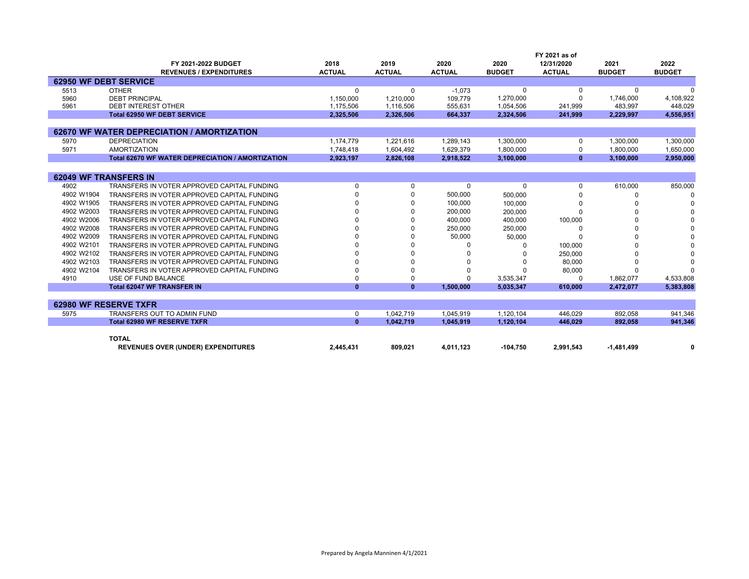| | FY 2021-2022 BUDGET REVENUES / EXPENDITURES | 2018 ACTUAL | 2019 ACTUAL | 2020 ACTUAL | 2020 BUDGET | FY 2021 as of 12/31/2020 ACTUAL | 2021 BUDGET | 2022 BUDGET |
|---|---|---|---|---|---|---|---|---|
| **62950 WF DEBT SERVICE** | | | | | | | | |
| 5513 | OTHER | 0 | 0 | -1,073 | 0 | 0 | 0 | 0 |
| 5960 | DEBT PRINCIPAL | 1,150,000 | 1,210,000 | 109,779 | 1,270,000 | 0 | 1,746,000 | 4,108,922 |
| 5961 | DEBT INTEREST OTHER | 1,175,506 | 1,116,506 | 555,631 | 1,054,506 | 241,999 | 483,997 | 448,029 |
| | **Total 62950 WF DEBT SERVICE** | **2,325,506** | **2,326,506** | **664,337** | **2,324,506** | **241,999** | **2,229,997** | **4,556,951** |
| **62670 WF WATER DEPRECIATION / AMORTIZATION** | | | | | | | | |
| 5970 | DEPRECIATION | 1,174,779 | 1,221,616 | 1,289,143 | 1,300,000 | 0 | 1,300,000 | 1,300,000 |
| 5971 | AMORTIZATION | 1,748,418 | 1,604,492 | 1,629,379 | 1,800,000 | 0 | 1,800,000 | 1,650,000 |
| | **Total 62670 WF WATER DEPRECIATION / AMORTIZATION** | **2,923,197** | **2,826,108** | **2,918,522** | **3,100,000** | **0** | **3,100,000** | **2,950,000** |
| **62049 WF TRANSFERS IN** | | | | | | | | |
| 4902 | TRANSFERS IN VOTER APPROVED CAPITAL FUNDING | 0 | 0 | 0 | 0 | 0 | 610,000 | 850,000 |
| 4902 W1904 | TRANSFERS IN VOTER APPROVED CAPITAL FUNDING | 0 | 0 | 500,000 | 500,000 | 0 | 0 | 0 |
| 4902 W1905 | TRANSFERS IN VOTER APPROVED CAPITAL FUNDING | 0 | 0 | 100,000 | 100,000 | 0 | 0 | 0 |
| 4902 W2003 | TRANSFERS IN VOTER APPROVED CAPITAL FUNDING | 0 | 0 | 200,000 | 200,000 | 0 | 0 | 0 |
| 4902 W2006 | TRANSFERS IN VOTER APPROVED CAPITAL FUNDING | 0 | 0 | 400,000 | 400,000 | 100,000 | 0 | 0 |
| 4902 W2008 | TRANSFERS IN VOTER APPROVED CAPITAL FUNDING | 0 | 0 | 250,000 | 250,000 | 0 | 0 | 0 |
| 4902 W2009 | TRANSFERS IN VOTER APPROVED CAPITAL FUNDING | 0 | 0 | 50,000 | 50,000 | 0 | 0 | 0 |
| 4902 W2101 | TRANSFERS IN VOTER APPROVED CAPITAL FUNDING | 0 | 0 | 0 | 0 | 100,000 | 0 | 0 |
| 4902 W2102 | TRANSFERS IN VOTER APPROVED CAPITAL FUNDING | 0 | 0 | 0 | 0 | 250,000 | 0 | 0 |
| 4902 W2103 | TRANSFERS IN VOTER APPROVED CAPITAL FUNDING | 0 | 0 | 0 | 0 | 80,000 | 0 | 0 |
| 4902 W2104 | TRANSFERS IN VOTER APPROVED CAPITAL FUNDING | 0 | 0 | 0 | 0 | 80,000 | 0 | 0 |
| 4910 | USE OF FUND BALANCE | 0 | 0 | 0 | 3,535,347 | 0 | 1,862,077 | 4,533,808 |
| | **Total 62047 WF TRANSFER IN** | **0** | **0** | **1,500,000** | **5,035,347** | **610,000** | **2,472,077** | **5,383,808** |
| **62980 WF RESERVE TXFR** | | | | | | | | |
| 5975 | TRANSFERS OUT TO ADMIN FUND | 0 | 1,042,719 | 1,045,919 | 1,120,104 | 446,029 | 892,058 | 941,346 |
| | **Total 62980 WF RESERVE TXFR** | **0** | **1,042,719** | **1,045,919** | **1,120,104** | **446,029** | **892,058** | **941,346** |
| | **TOTAL REVENUES OVER (UNDER) EXPENDITURES** | **2,445,431** | **809,021** | **4,011,123** | **-104,750** | **2,991,543** | **-1,481,499** | **0** |

Prepared by Angela Manninen 4/1/2021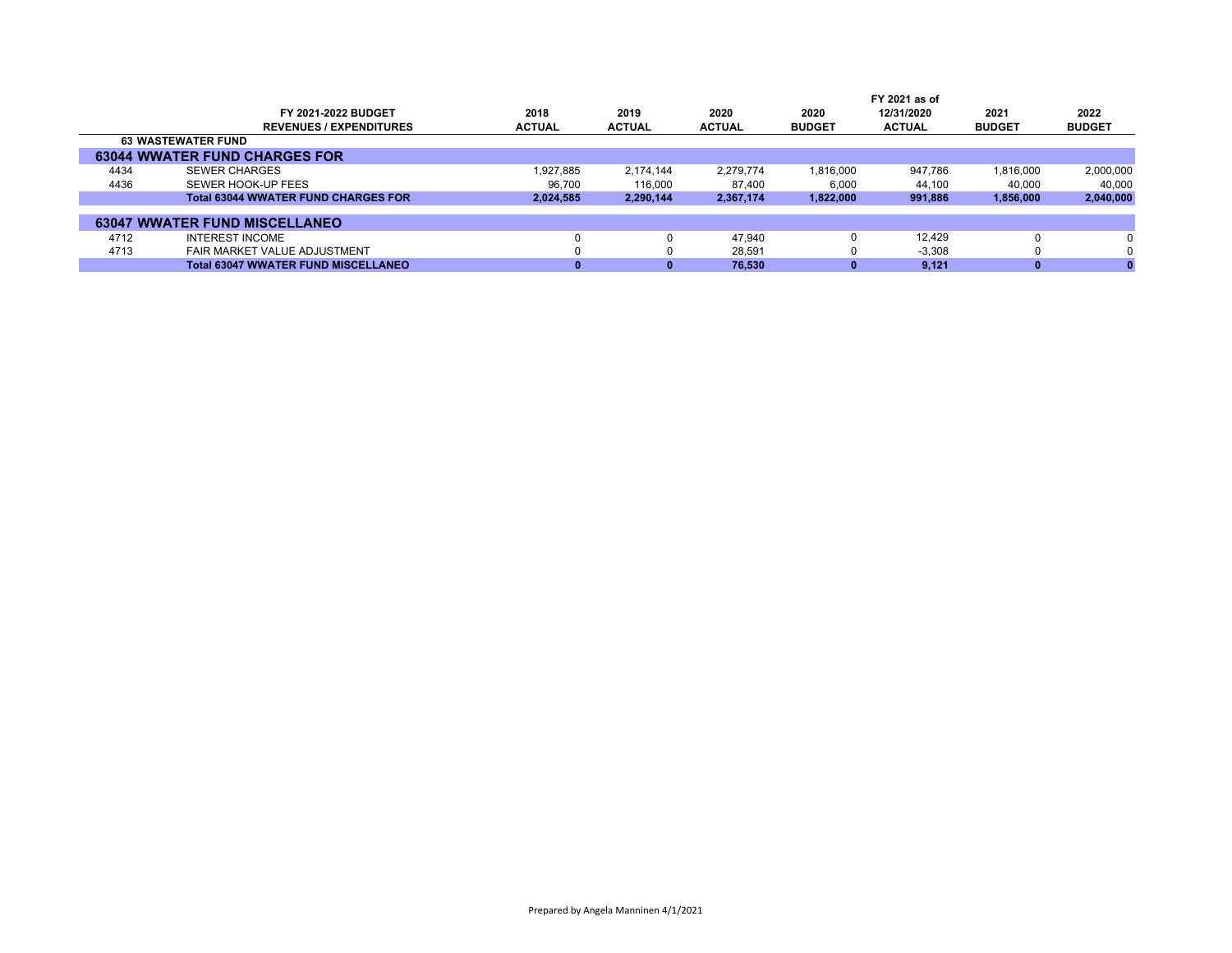| | FY 2021-2022 BUDGET REVENUES / EXPENDITURES | 2018 ACTUAL | 2019 ACTUAL | 2020 ACTUAL | 2020 BUDGET | FY 2021 as of 12/31/2020 ACTUAL | 2021 BUDGET | 2022 BUDGET |
|---|---|---|---|---|---|---|---|---|
| **63 WASTEWATER FUND** | | | | | | | | |
| **63044 WWATER FUND CHARGES FOR** | | | | | | | | |
| 4434 | SEWER CHARGES | 1,927,885 | 2,174,144 | 2,279,774 | 1,816,000 | 947,786 | 1,816,000 | 2,000,000 |
| 4436 | SEWER HOOK-UP FEES | 96,700 | 116,000 | 87,400 | 6,000 | 44,100 | 40,000 | 40,000 |
| | **Total 63044 WWATER FUND CHARGES FOR** | **2,024,585** | **2,290,144** | **2,367,174** | **1,822,000** | **991,886** | **1,856,000** | **2,040,000** |
| **63047 WWATER FUND MISCELLANEO** | | | | | | | | |
| 4712 | INTEREST INCOME | 0 | 0 | 47,940 | 0 | 12,429 | 0 | 0 |
| 4713 | FAIR MARKET VALUE ADJUSTMENT | 0 | 0 | 28,591 | 0 | -3,308 | 0 | 0 |
| | **Total 63047 WWATER FUND MISCELLANEO** | **0** | **0** | **76,530** | **0** | **9,121** | **0** | **0** |

Prepared by Angela Manninen 4/1/2021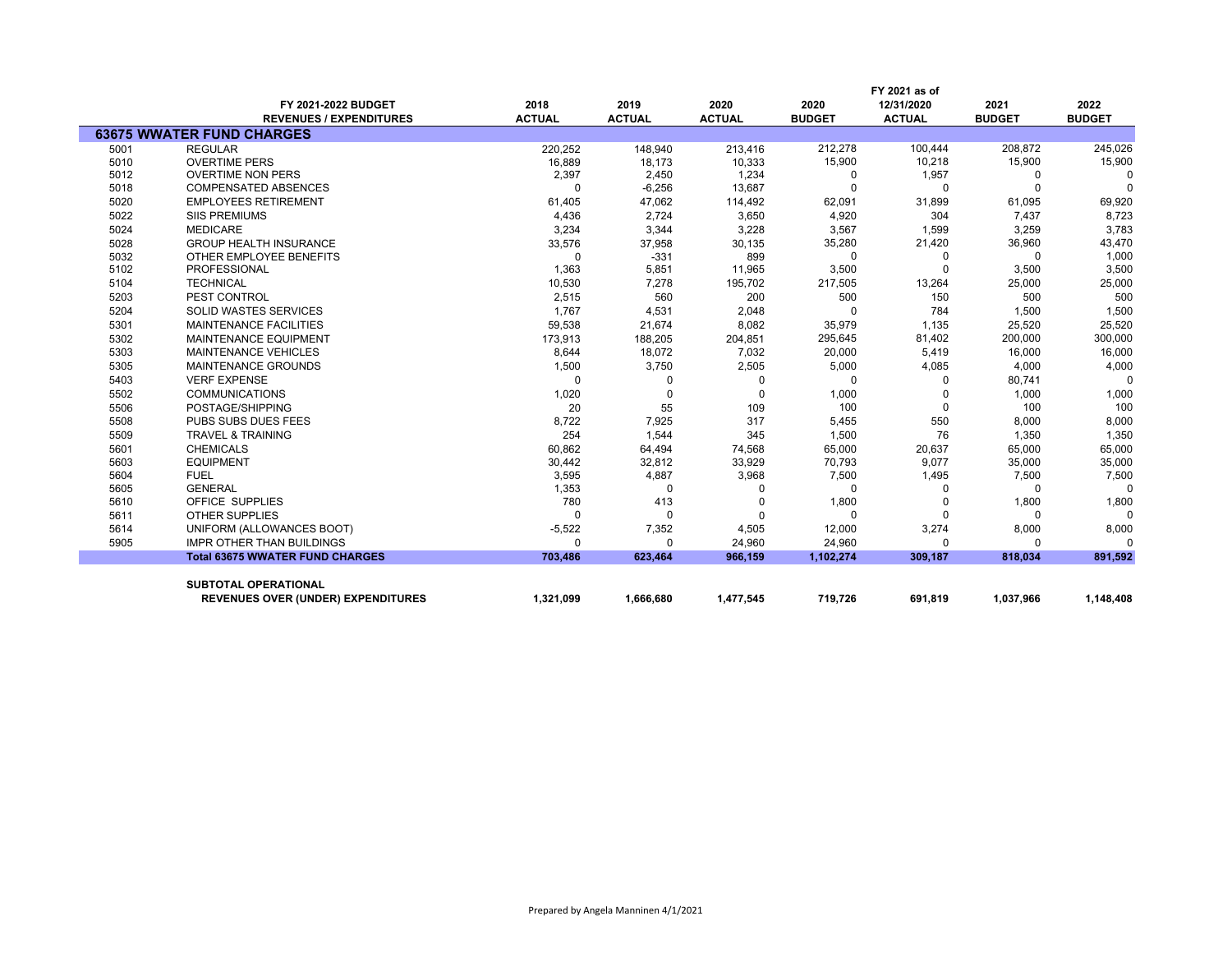| | FY 2021-2022 BUDGET REVENUES / EXPENDITURES | 2018 ACTUAL | 2019 ACTUAL | 2020 ACTUAL | 2020 BUDGET | FY 2021 as of 12/31/2020 ACTUAL | 2021 BUDGET | 2022 BUDGET |
|---|---|---|---|---|---|---|---|---|
| **63675 WWATER FUND CHARGES** | | | | | | | | |
| 5001 | REGULAR | 220,252 | 148,940 | 213,416 | 212,278 | 100,444 | 208,872 | 245,026 |
| 5010 | OVERTIME PERS | 16,889 | 18,173 | 10,333 | 15,900 | 10,218 | 15,900 | 15,900 |
| 5012 | OVERTIME NON PERS | 2,397 | 2,450 | 1,234 | 0 | 1,957 | 0 | 0 |
| 5018 | COMPENSATED ABSENCES | 0 | -6,256 | 13,687 | 0 | 0 | 0 | 0 |
| 5020 | EMPLOYEES RETIREMENT | 61,405 | 47,062 | 114,492 | 62,091 | 31,899 | 61,095 | 69,920 |
| 5022 | SIIS PREMIUMS | 4,436 | 2,724 | 3,650 | 4,920 | 304 | 7,437 | 8,723 |
| 5024 | MEDICARE | 3,234 | 3,344 | 3,228 | 3,567 | 1,599 | 3,259 | 3,783 |
| 5028 | GROUP HEALTH INSURANCE | 33,576 | 37,958 | 30,135 | 35,280 | 21,420 | 36,960 | 43,470 |
| 5032 | OTHER EMPLOYEE BENEFITS | 0 | -331 | 899 | 0 | 0 | 0 | 1,000 |
| 5102 | PROFESSIONAL | 1,363 | 5,851 | 11,965 | 3,500 | 0 | 3,500 | 3,500 |
| 5104 | TECHNICAL | 10,530 | 7,278 | 195,702 | 217,505 | 13,264 | 25,000 | 25,000 |
| 5203 | PEST CONTROL | 2,515 | 560 | 200 | 500 | 150 | 500 | 500 |
| 5204 | SOLID WASTES SERVICES | 1,767 | 4,531 | 2,048 | 0 | 784 | 1,500 | 1,500 |
| 5301 | MAINTENANCE FACILITIES | 59,538 | 21,674 | 8,082 | 35,979 | 1,135 | 25,520 | 25,520 |
| 5302 | MAINTENANCE EQUIPMENT | 173,913 | 188,205 | 204,851 | 295,645 | 81,402 | 200,000 | 300,000 |
| 5303 | MAINTENANCE VEHICLES | 8,644 | 18,072 | 7,032 | 20,000 | 5,419 | 16,000 | 16,000 |
| 5305 | MAINTENANCE GROUNDS | 1,500 | 3,750 | 2,505 | 5,000 | 4,085 | 4,000 | 4,000 |
| 5403 | VERF EXPENSE | 0 | 0 | 0 | 0 | 0 | 80,741 | 0 |
| 5502 | COMMUNICATIONS | 1,020 | 0 | 0 | 1,000 | 0 | 1,000 | 1,000 |
| 5506 | POSTAGE/SHIPPING | 20 | 55 | 109 | 100 | 0 | 100 | 100 |
| 5508 | PUBS SUBS DUES FEES | 8,722 | 7,925 | 317 | 5,455 | 550 | 8,000 | 8,000 |
| 5509 | TRAVEL & TRAINING | 254 | 1,544 | 345 | 1,500 | 76 | 1,350 | 1,350 |
| 5601 | CHEMICALS | 60,862 | 64,494 | 74,568 | 65,000 | 20,637 | 65,000 | 65,000 |
| 5603 | EQUIPMENT | 30,442 | 32,812 | 33,929 | 70,793 | 9,077 | 35,000 | 35,000 |
| 5604 | FUEL | 3,595 | 4,887 | 3,968 | 7,500 | 1,495 | 7,500 | 7,500 |
| 5605 | GENERAL | 1,353 | 0 | 0 | 0 | 0 | 0 | 0 |
| 5610 | OFFICE SUPPLIES | 780 | 413 | 0 | 1,800 | 0 | 1,800 | 1,800 |
| 5611 | OTHER SUPPLIES | 0 | 0 | 0 | 0 | 0 | 0 | 0 |
| 5614 | UNIFORM (ALLOWANCES BOOT) | -5,522 | 7,352 | 4,505 | 12,000 | 3,274 | 8,000 | 8,000 |
| 5905 | IMPR OTHER THAN BUILDINGS | 0 | 0 | 24,960 | 24,960 | 0 | 0 | 0 |
| | **Total 63675 WWATER FUND CHARGES** | **703,486** | **623,464** | **966,159** | **1,102,274** | **309,187** | **818,034** | **891,592** |
| | **SUBTOTAL OPERATIONAL REVENUES OVER (UNDER) EXPENDITURES** | **1,321,099** | **1,666,680** | **1,477,545** | **719,726** | **691,819** | **1,037,966** | **1,148,408** |

Prepared by Angela Manninen 4/1/2021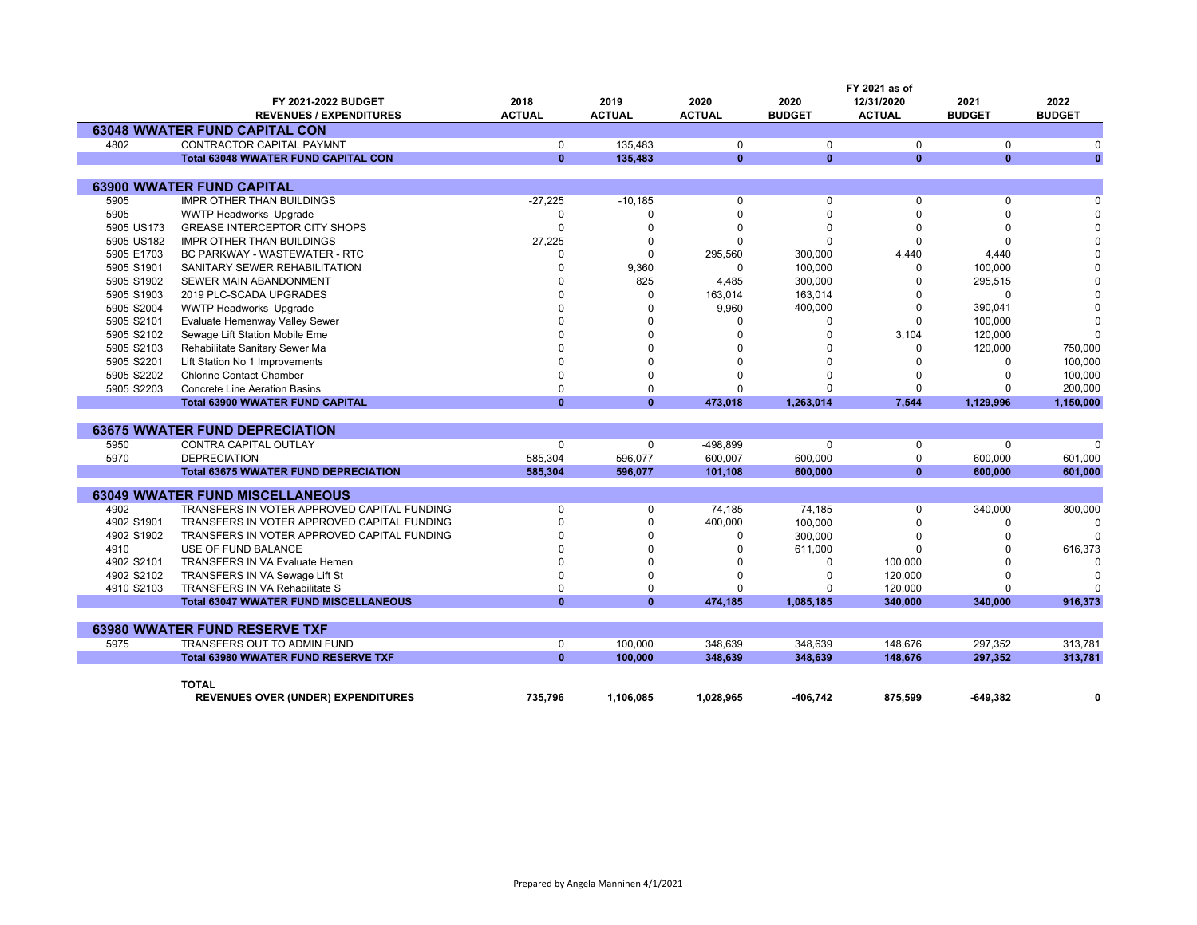| | FY 2021-2022 BUDGET REVENUES / EXPENDITURES | 2018 ACTUAL | 2019 ACTUAL | 2020 ACTUAL | 2020 BUDGET | FY 2021 as of 12/31/2020 ACTUAL | 2021 BUDGET | 2022 BUDGET |
|---|---|---|---|---|---|---|---|---|
| **63048 WWATER FUND CAPITAL CON** | | | | | | | | |
| 4802 | CONTRACTOR CAPITAL PAYMNT | 0 | 135,483 | 0 | 0 | 0 | 0 | 0 |
| | **Total 63048 WWATER FUND CAPITAL CON** | **0** | **135,483** | **0** | **0** | **0** | **0** | **0** |
| **63900 WWATER FUND CAPITAL** | | | | | | | | |
| 5905 | IMPR OTHER THAN BUILDINGS | -27,225 | -10,185 | 0 | 0 | 0 | 0 | 0 |
| 5905 | WWTP Headworks Upgrade | 0 | 0 | 0 | 0 | 0 | 0 | 0 |
| 5905 US173 | GREASE INTERCEPTOR CITY SHOPS | 0 | 0 | 0 | 0 | 0 | 0 | 0 |
| 5905 US182 | IMPR OTHER THAN BUILDINGS | 27,225 | 0 | 0 | 0 | 0 | 0 | 0 |
| 5905 E1703 | BC PARKWAY - WASTEWATER - RTC | 0 | 0 | 295,560 | 300,000 | 4,440 | 4,440 | 0 |
| 5905 S1901 | SANITARY SEWER REHABILITATION | 0 | 9,360 | 0 | 100,000 | 0 | 100,000 | 0 |
| 5905 S1902 | SEWER MAIN ABANDONMENT | 0 | 825 | 4,485 | 300,000 | 0 | 295,515 | 0 |
| 5905 S1903 | 2019 PLC-SCADA UPGRADES | 0 | 0 | 163,014 | 163,014 | 0 | 0 | 0 |
| 5905 S2004 | WWTP Headworks Upgrade | 0 | 0 | 9,960 | 400,000 | 0 | 390,041 | 0 |
| 5905 S2101 | Evaluate Hemenway Valley Sewer | 0 | 0 | 0 | 0 | 0 | 100,000 | 0 |
| 5905 S2102 | Sewage Lift Station Mobile Eme | 0 | 0 | 0 | 0 | 3,104 | 120,000 | 0 |
| 5905 S2103 | Rehabilitate Sanitary Sewer Ma | 0 | 0 | 0 | 0 | 0 | 120,000 | 750,000 |
| 5905 S2201 | Lift Station No 1 Improvements | 0 | 0 | 0 | 0 | 0 | 0 | 100,000 |
| 5905 S2202 | Chlorine Contact Chamber | 0 | 0 | 0 | 0 | 0 | 0 | 100,000 |
| 5905 S2203 | Concrete Line Aeration Basins | 0 | 0 | 0 | 0 | 0 | 0 | 200,000 |
| | **Total 63900 WWATER FUND CAPITAL** | **0** | **0** | **473,018** | **1,263,014** | **7,544** | **1,129,996** | **1,150,000** |
| **63675 WWATER FUND DEPRECIATION** | | | | | | | | |
| 5950 | CONTRA CAPITAL OUTLAY | 0 | 0 | -498,899 | 0 | 0 | 0 | 0 |
| 5970 | DEPRECIATION | 585,304 | 596,077 | 600,007 | 600,000 | 0 | 600,000 | 601,000 |
| | **Total 63675 WWATER FUND DEPRECIATION** | **585,304** | **596,077** | **101,108** | **600,000** | **0** | **600,000** | **601,000** |
| **63049 WWATER FUND MISCELLANEOUS** | | | | | | | | |
| 4902 | TRANSFERS IN VOTER APPROVED CAPITAL FUNDING | 0 | 0 | 74,185 | 74,185 | 0 | 340,000 | 300,000 |
| 4902 S1901 | TRANSFERS IN VOTER APPROVED CAPITAL FUNDING | 0 | 0 | 400,000 | 100,000 | 0 | 0 | 0 |
| 4902 S1902 | TRANSFERS IN VOTER APPROVED CAPITAL FUNDING | 0 | 0 | 0 | 300,000 | 0 | 0 | 0 |
| 4910 | USE OF FUND BALANCE | 0 | 0 | 0 | 611,000 | 0 | 0 | 616,373 |
| 4902 S2101 | TRANSFERS IN VA Evaluate Hemen | 0 | 0 | 0 | 0 | 100,000 | 0 | 0 |
| 4902 S2102 | TRANSFERS IN VA Sewage Lift St | 0 | 0 | 0 | 0 | 120,000 | 0 | 0 |
| 4910 S2103 | TRANSFERS IN VA Rehabilitate S | 0 | 0 | 0 | 0 | 120,000 | 0 | 0 |
| | **Total 63047 WWATER FUND MISCELLANEOUS** | **0** | **0** | **474,185** | **1,085,185** | **340,000** | **340,000** | **916,373** |
| **63980 WWATER FUND RESERVE TXF** | | | | | | | | |
| 5975 | TRANSFERS OUT TO ADMIN FUND | 0 | 100,000 | 348,639 | 348,639 | 148,676 | 297,352 | 313,781 |
| | **Total 63980 WWATER FUND RESERVE TXF** | **0** | **100,000** | **348,639** | **348,639** | **148,676** | **297,352** | **313,781** |
| | **TOTAL REVENUES OVER (UNDER) EXPENDITURES** | **735,796** | **1,106,085** | **1,028,965** | **-406,742** | **875,599** | **-649,382** | **0** |

Prepared by Angela Manninen 4/1/2021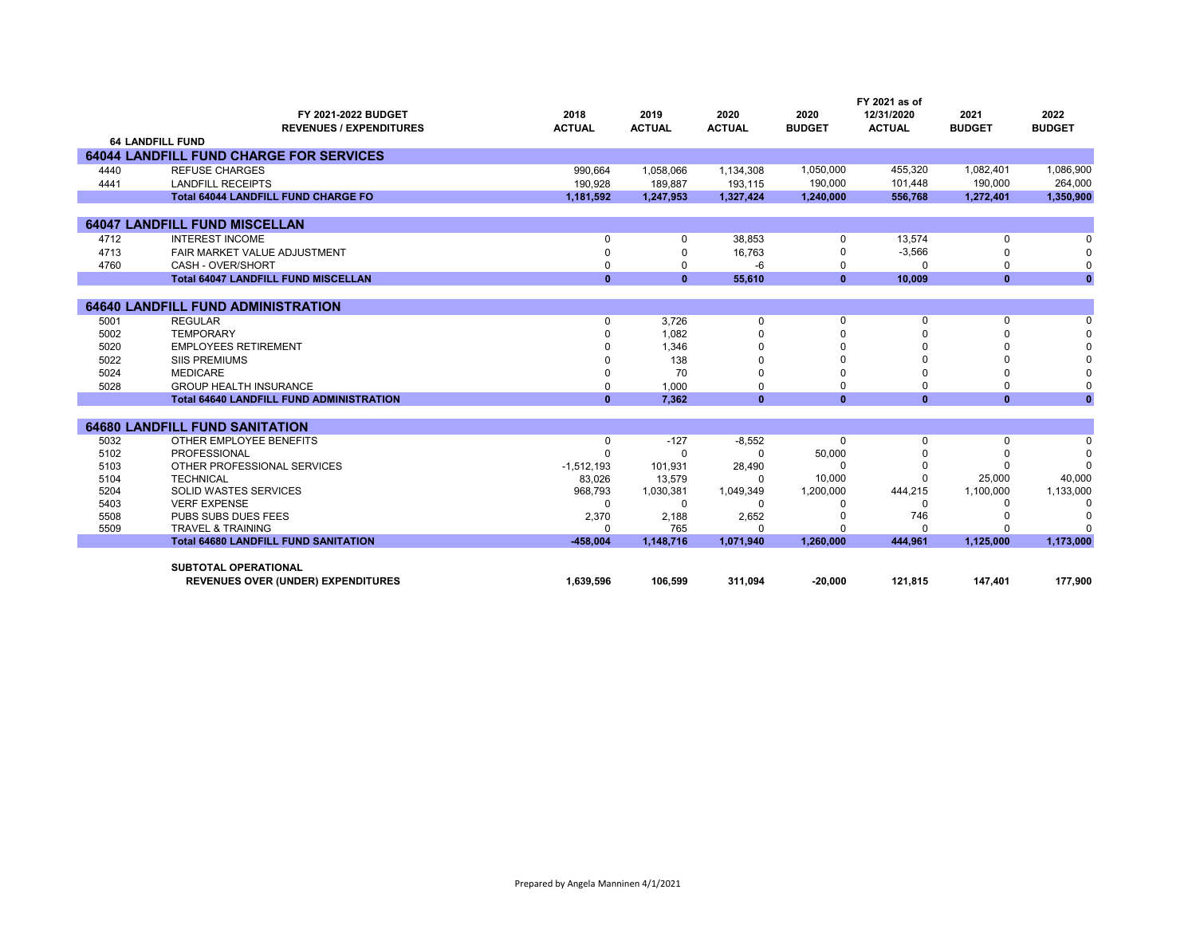| | FY 2021-2022 BUDGET REVENUES / EXPENDITURES | 2018 ACTUAL | 2019 ACTUAL | 2020 ACTUAL | 2020 BUDGET | FY 2021 as of 12/31/2020 ACTUAL | 2021 BUDGET | 2022 BUDGET |
|---|---|---|---|---|---|---|---|---|
| **64 LANDFILL FUND** | | | | | | | | |
| **64044 LANDFILL FUND CHARGE FOR SERVICES** | | | | | | | | |
| 4440 | REFUSE CHARGES | 990,664 | 1,058,066 | 1,134,308 | 1,050,000 | 455,320 | 1,082,401 | 1,086,900 |
| 4441 | LANDFILL RECEIPTS | 190,928 | 189,887 | 193,115 | 190,000 | 101,448 | 190,000 | 264,000 |
| | **Total 64044 LANDFILL FUND CHARGE FO** | **1,181,592** | **1,247,953** | **1,327,424** | **1,240,000** | **556,768** | **1,272,401** | **1,350,900** |
| **64047 LANDFILL FUND MISCELLAN** | | | | | | | | |
| 4712 | INTEREST INCOME | 0 | 0 | 38,853 | 0 | 13,574 | 0 | 0 |
| 4713 | FAIR MARKET VALUE ADJUSTMENT | 0 | 0 | 16,763 | 0 | -3,566 | 0 | 0 |
| 4760 | CASH - OVER/SHORT | 0 | 0 | -6 | 0 | 0 | 0 | 0 |
| | **Total 64047 LANDFILL FUND MISCELLAN** | **0** | **0** | **55,610** | **0** | **10,009** | **0** | **0** |
| **64640 LANDFILL FUND ADMINISTRATION** | | | | | | | | |
| 5001 | REGULAR | 0 | 3,726 | 0 | 0 | 0 | 0 | 0 |
| 5002 | TEMPORARY | 0 | 1,082 | 0 | 0 | 0 | 0 | 0 |
| 5020 | EMPLOYEES RETIREMENT | 0 | 1,346 | 0 | 0 | 0 | 0 | 0 |
| 5022 | SIIS PREMIUMS | 0 | 138 | 0 | 0 | 0 | 0 | 0 |
| 5024 | MEDICARE | 0 | 70 | 0 | 0 | 0 | 0 | 0 |
| 5028 | GROUP HEALTH INSURANCE | 0 | 1,000 | 0 | 0 | 0 | 0 | 0 |
| | **Total 64640 LANDFILL FUND ADMINISTRATION** | **0** | **7,362** | **0** | **0** | **0** | **0** | **0** |
| **64680 LANDFILL FUND SANITATION** | | | | | | | | |
| 5032 | OTHER EMPLOYEE BENEFITS | 0 | -127 | -8,552 | 0 | 0 | 0 | 0 |
| 5102 | PROFESSIONAL | 0 | 0 | 0 | 50,000 | 0 | 0 | 0 |
| 5103 | OTHER PROFESSIONAL SERVICES | -1,512,193 | 101,931 | 28,490 | 0 | 0 | 0 | 0 |
| 5104 | TECHNICAL | 83,026 | 13,579 | 0 | 10,000 | 0 | 25,000 | 40,000 |
| 5204 | SOLID WASTES SERVICES | 968,793 | 1,030,381 | 1,049,349 | 1,200,000 | 444,215 | 1,100,000 | 1,133,000 |
| 5403 | VERF EXPENSE | 0 | 0 | 0 | 0 | 0 | 0 | 0 |
| 5508 | PUBS SUBS DUES FEES | 2,370 | 2,188 | 2,652 | 0 | 746 | 0 | 0 |
| 5509 | TRAVEL & TRAINING | 0 | 765 | 0 | 0 | 0 | 0 | 0 |
| | **Total 64680 LANDFILL FUND SANITATION** | **-458,004** | **1,148,716** | **1,071,940** | **1,260,000** | **444,961** | **1,125,000** | **1,173,000** |
| | **SUBTOTAL OPERATIONAL REVENUES OVER (UNDER) EXPENDITURES** | **1,639,596** | **106,599** | **311,094** | **-20,000** | **121,815** | **147,401** | **177,900** |

Prepared by Angela Manninen 4/1/2021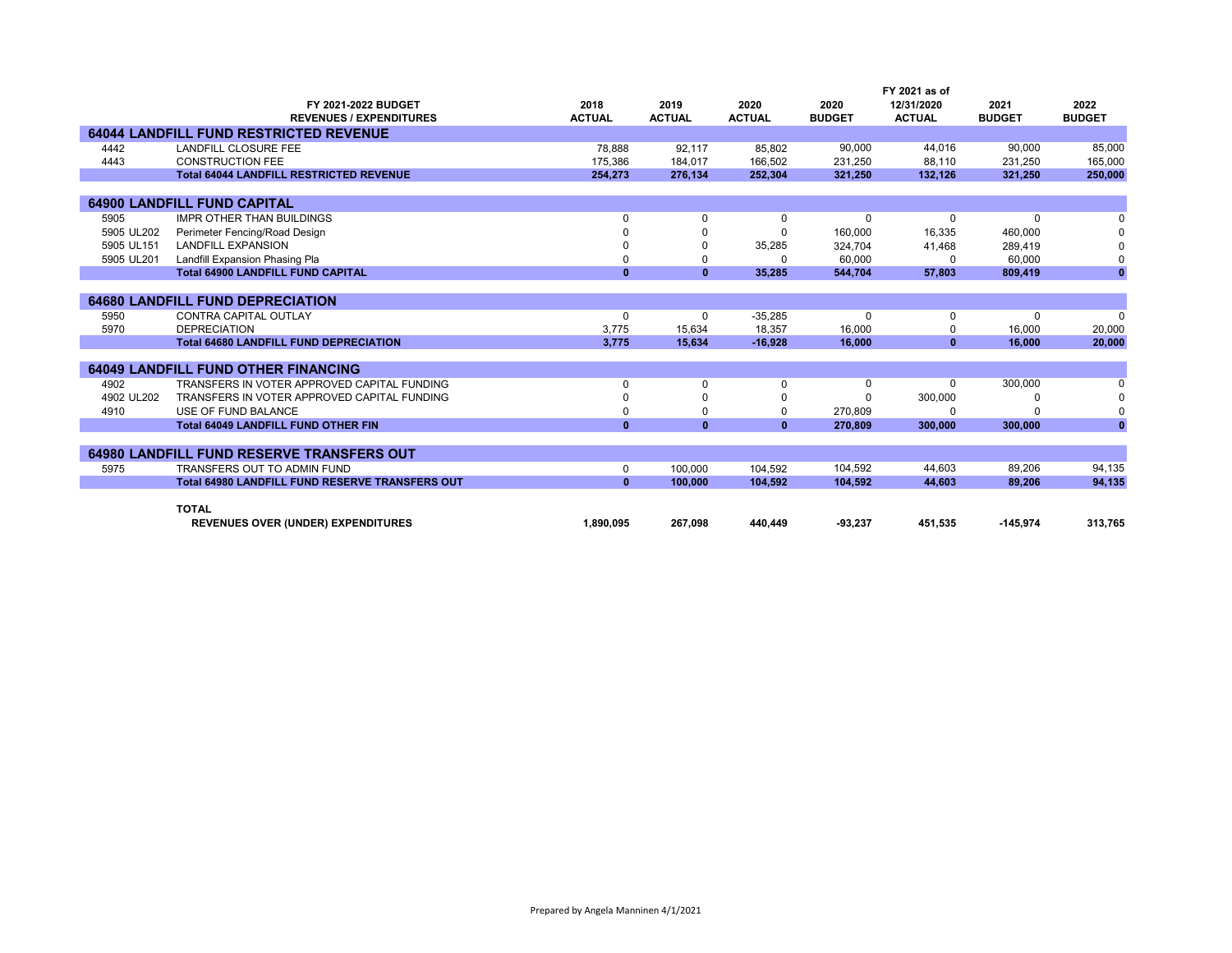| | FY 2021-2022 BUDGET REVENUES / EXPENDITURES | 2018 ACTUAL | 2019 ACTUAL | 2020 ACTUAL | 2020 BUDGET | FY 2021 as of 12/31/2020 ACTUAL | 2021 BUDGET | 2022 BUDGET |
|---|---|---|---|---|---|---|---|---|
| **64044 LANDFILL FUND RESTRICTED REVENUE** | | | | | | | | |
| 4442 | LANDFILL CLOSURE FEE | 78,888 | 92,117 | 85,802 | 90,000 | 44,016 | 90,000 | 85,000 |
| 4443 | CONSTRUCTION FEE | 175,386 | 184,017 | 166,502 | 231,250 | 88,110 | 231,250 | 165,000 |
| | **Total 64044 LANDFILL RESTRICTED REVENUE** | **254,273** | **276,134** | **252,304** | **321,250** | **132,126** | **321,250** | **250,000** |
| **64900 LANDFILL FUND CAPITAL** | | | | | | | | |
| 5905 | IMPR OTHER THAN BUILDINGS | 0 | 0 | 0 | 0 | 0 | 0 | 0 |
| 5905 UL202 | Perimeter Fencing/Road Design | 0 | 0 | 0 | 160,000 | 16,335 | 460,000 | 0 |
| 5905 UL151 | LANDFILL EXPANSION | 0 | 0 | 35,285 | 324,704 | 41,468 | 289,419 | 0 |
| 5905 UL201 | Landfill Expansion Phasing Pla | 0 | 0 | 0 | 60,000 | 0 | 60,000 | 0 |
| | **Total 64900 LANDFILL FUND CAPITAL** | **0** | **0** | **35,285** | **544,704** | **57,803** | **809,419** | **0** |
| **64680 LANDFILL FUND DEPRECIATION** | | | | | | | | |
| 5950 | CONTRA CAPITAL OUTLAY | 0 | 0 | -35,285 | 0 | 0 | 0 | 0 |
| 5970 | DEPRECIATION | 3,775 | 15,634 | 18,357 | 16,000 | 0 | 16,000 | 20,000 |
| | **Total 64680 LANDFILL FUND DEPRECIATION** | **3,775** | **15,634** | **-16,928** | **16,000** | **0** | **16,000** | **20,000** |
| **64049 LANDFILL FUND OTHER FINANCING** | | | | | | | | |
| 4902 | TRANSFERS IN VOTER APPROVED CAPITAL FUNDING | 0 | 0 | 0 | 0 | 0 | 300,000 | 0 |
| 4902 UL202 | TRANSFERS IN VOTER APPROVED CAPITAL FUNDING | 0 | 0 | 0 | 0 | 300,000 | 0 | 0 |
| 4910 | USE OF FUND BALANCE | 0 | 0 | 0 | 270,809 | 0 | 0 | 0 |
| | **Total 64049 LANDFILL FUND OTHER FIN** | **0** | **0** | **0** | **270,809** | **300,000** | **300,000** | **0** |
| **64980 LANDFILL FUND RESERVE TRANSFERS OUT** | | | | | | | | |
| 5975 | TRANSFERS OUT TO ADMIN FUND | 0 | 100,000 | 104,592 | 104,592 | 44,603 | 89,206 | 94,135 |
| | **Total 64980 LANDFILL FUND RESERVE TRANSFERS OUT** | **0** | **100,000** | **104,592** | **104,592** | **44,603** | **89,206** | **94,135** |
| | **TOTAL REVENUES OVER (UNDER) EXPENDITURES** | **1,890,095** | **267,098** | **440,449** | **-93,237** | **451,535** | **-145,974** | **313,765** |

Prepared by Angela Manninen 4/1/2021